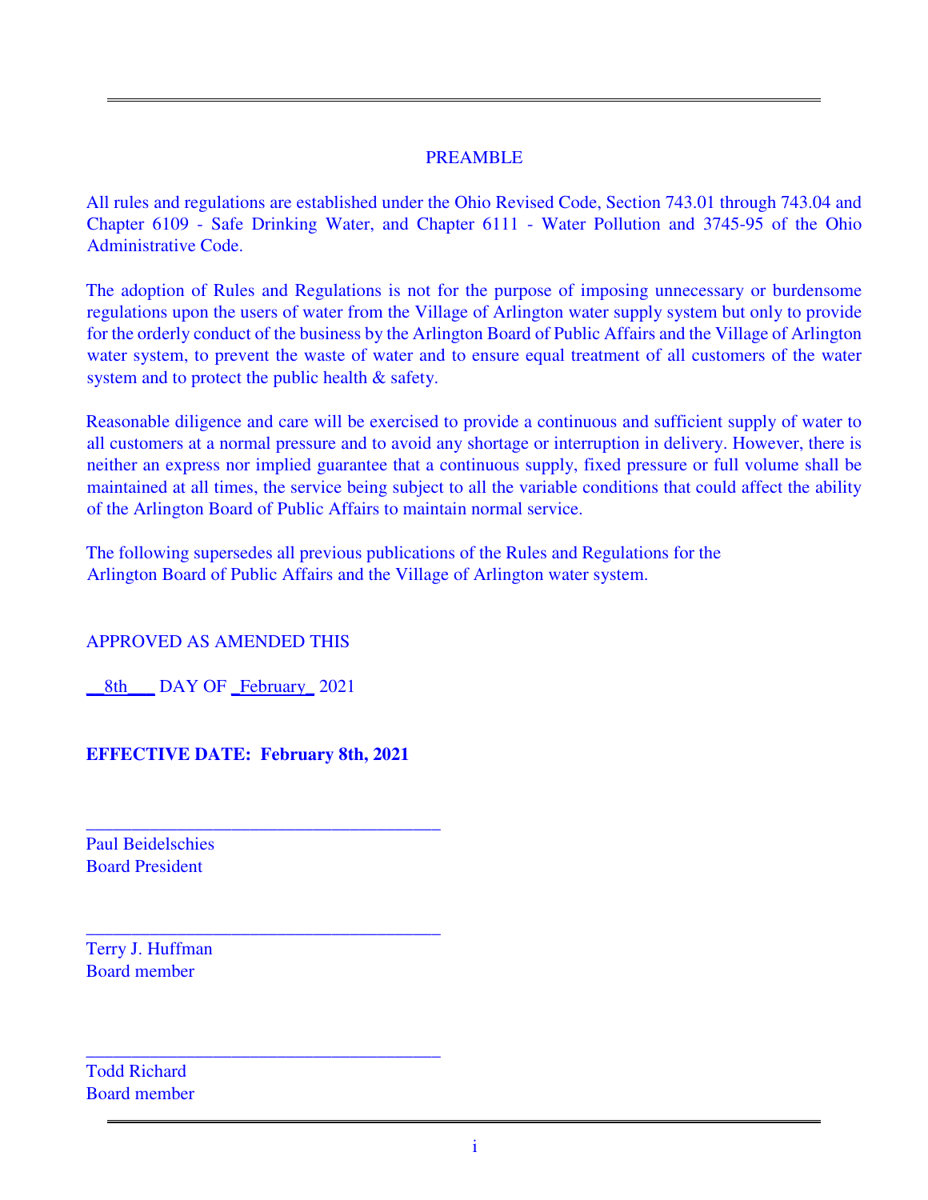## PREAMBLE

All rules and regulations are established under the Ohio Revised Code, Section 743.01 through 743.04 and Chapter 6109 - Safe Drinking Water, and Chapter 6111 - Water Pollution and 3745-95 of the Ohio Administrative Code.

The adoption of Rules and Regulations is not for the purpose of imposing unnecessary or burdensome regulations upon the users of water from the Village of Arlington water supply system but only to provide for the orderly conduct of the business by the Arlington Board of Public Affairs and the Village of Arlington water system, to prevent the waste of water and to ensure equal treatment of all customers of the water system and to protect the public health & safety.

Reasonable diligence and care will be exercised to provide a continuous and sufficient supply of water to all customers at a normal pressure and to avoid any shortage or interruption in delivery. However, there is neither an express nor implied guarantee that a continuous supply, fixed pressure or full volume shall be maintained at all times, the service being subject to all the variable conditions that could affect the ability of the Arlington Board of Public Affairs to maintain normal service.

The following supersedes all previous publications of the Rules and Regulations for the Arlington Board of Public Affairs and the Village of Arlington water system.

APPROVED AS AMENDED THIS

__8th___ DAY OF _February_ 2021

**EFFECTIVE DATE: February 8th, 2021**

______________________________________
Paul Beidelschies
Board President

______________________________________
Terry J. Huffman
Board member

______________________________________
Todd Richard
Board member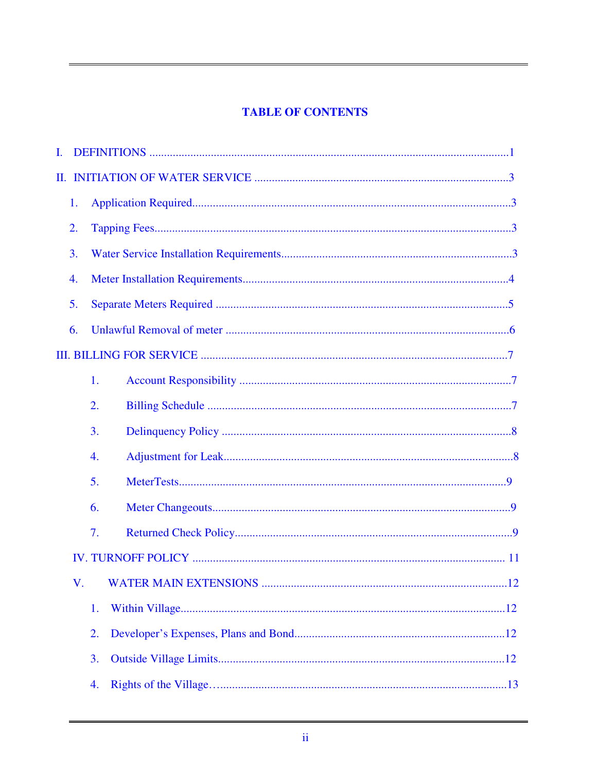# TABLE OF CONTENTS

I. DEFINITIONS .......................................................................................................................1

II. INITIATION OF WATER SERVICE .....................................................................................3

1. Application Required..........................................................................................................3
2. Tapping Fees.......................................................................................................................3
3. Water Service Installation Requirements............................................................................3
4. Meter Installation Requirements.........................................................................................4
5. Separate Meters Required ..................................................................................................5
6. Unlawful Removal of meter ...............................................................................................6

III. BILLING FOR SERVICE ......................................................................................................7

1. Account Responsibility ...........................................................................................7
2. Billing Schedule ......................................................................................................7
3. Delinquency Policy .................................................................................................8
4. Adjustment for Leak.................................................................................................8
5. MeterTests................................................................................................................9
6. Meter Changeouts.....................................................................................................9
7. Returned Check Policy.............................................................................................9

IV. TURNOFF POLICY ......................................................................................................... 11

V. WATER MAIN EXTENSIONS ..................................................................................12

1. Within Village...........................................................................................................12
2. Developer's Expenses, Plans and Bond......................................................................12
3. Outside Village Limits...............................................................................................12
4. Rights of the Village…..............................................................................................13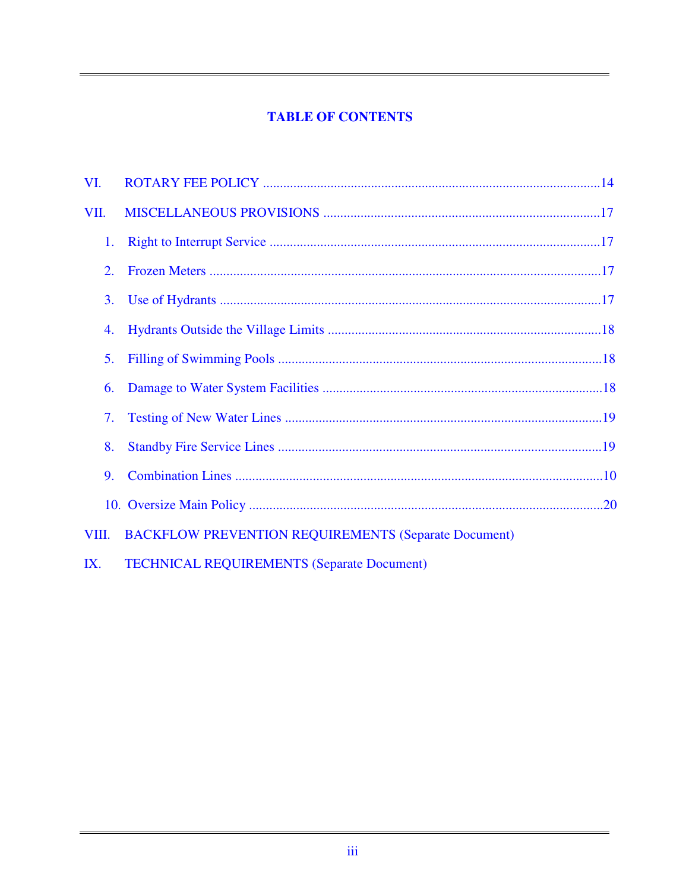# TABLE OF CONTENTS

VI. ROTARY FEE POLICY ....................................................................................................14

VII. MISCELLANEOUS PROVISIONS ..................................................................................17

1. Right to Interrupt Service ..................................................................................................17
2. Frozen Meters ....................................................................................................................17
3. Use of Hydrants .................................................................................................................17
4. Hydrants Outside the Village Limits .................................................................................18
5. Filling of Swimming Pools ................................................................................................18
6. Damage to Water System Facilities ...................................................................................18
7. Testing of New Water Lines ..............................................................................................19
8. Standby Fire Service Lines ................................................................................................19
9. Combination Lines .............................................................................................................10
10. Oversize Main Policy ........................................................................................................20

VIII. BACKFLOW PREVENTION REQUIREMENTS (Separate Document)

IX. TECHNICAL REQUIREMENTS (Separate Document)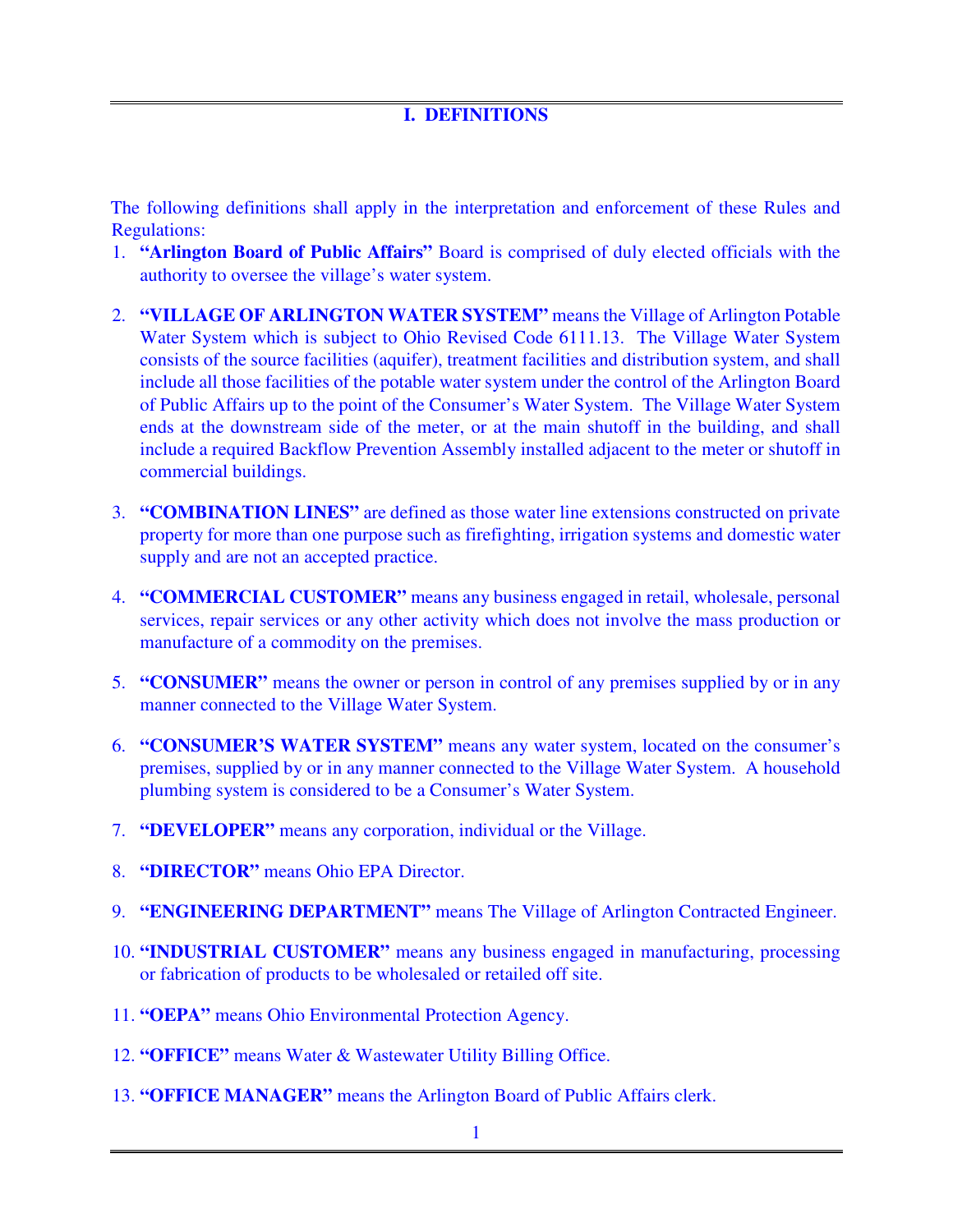# I. DEFINITIONS

The following definitions shall apply in the interpretation and enforcement of these Rules and Regulations:

1. **"Arlington Board of Public Affairs"** Board is comprised of duly elected officials with the authority to oversee the village's water system.

2. **"VILLAGE OF ARLINGTON WATER SYSTEM"** means the Village of Arlington Potable Water System which is subject to Ohio Revised Code 6111.13. The Village Water System consists of the source facilities (aquifer), treatment facilities and distribution system, and shall include all those facilities of the potable water system under the control of the Arlington Board of Public Affairs up to the point of the Consumer's Water System. The Village Water System ends at the downstream side of the meter, or at the main shutoff in the building, and shall include a required Backflow Prevention Assembly installed adjacent to the meter or shutoff in commercial buildings.

3. **"COMBINATION LINES"** are defined as those water line extensions constructed on private property for more than one purpose such as firefighting, irrigation systems and domestic water supply and are not an accepted practice.

4. **"COMMERCIAL CUSTOMER"** means any business engaged in retail, wholesale, personal services, repair services or any other activity which does not involve the mass production or manufacture of a commodity on the premises.

5. **"CONSUMER"** means the owner or person in control of any premises supplied by or in any manner connected to the Village Water System.

6. **"CONSUMER'S WATER SYSTEM"** means any water system, located on the consumer's premises, supplied by or in any manner connected to the Village Water System. A household plumbing system is considered to be a Consumer's Water System.

7. **"DEVELOPER"** means any corporation, individual or the Village.

8. **"DIRECTOR"** means Ohio EPA Director.

9. **"ENGINEERING DEPARTMENT"** means The Village of Arlington Contracted Engineer.

10. **"INDUSTRIAL CUSTOMER"** means any business engaged in manufacturing, processing or fabrication of products to be wholesaled or retailed off site.

11. **"OEPA"** means Ohio Environmental Protection Agency.

12. **"OFFICE"** means Water & Wastewater Utility Billing Office.

13. **"OFFICE MANAGER"** means the Arlington Board of Public Affairs clerk.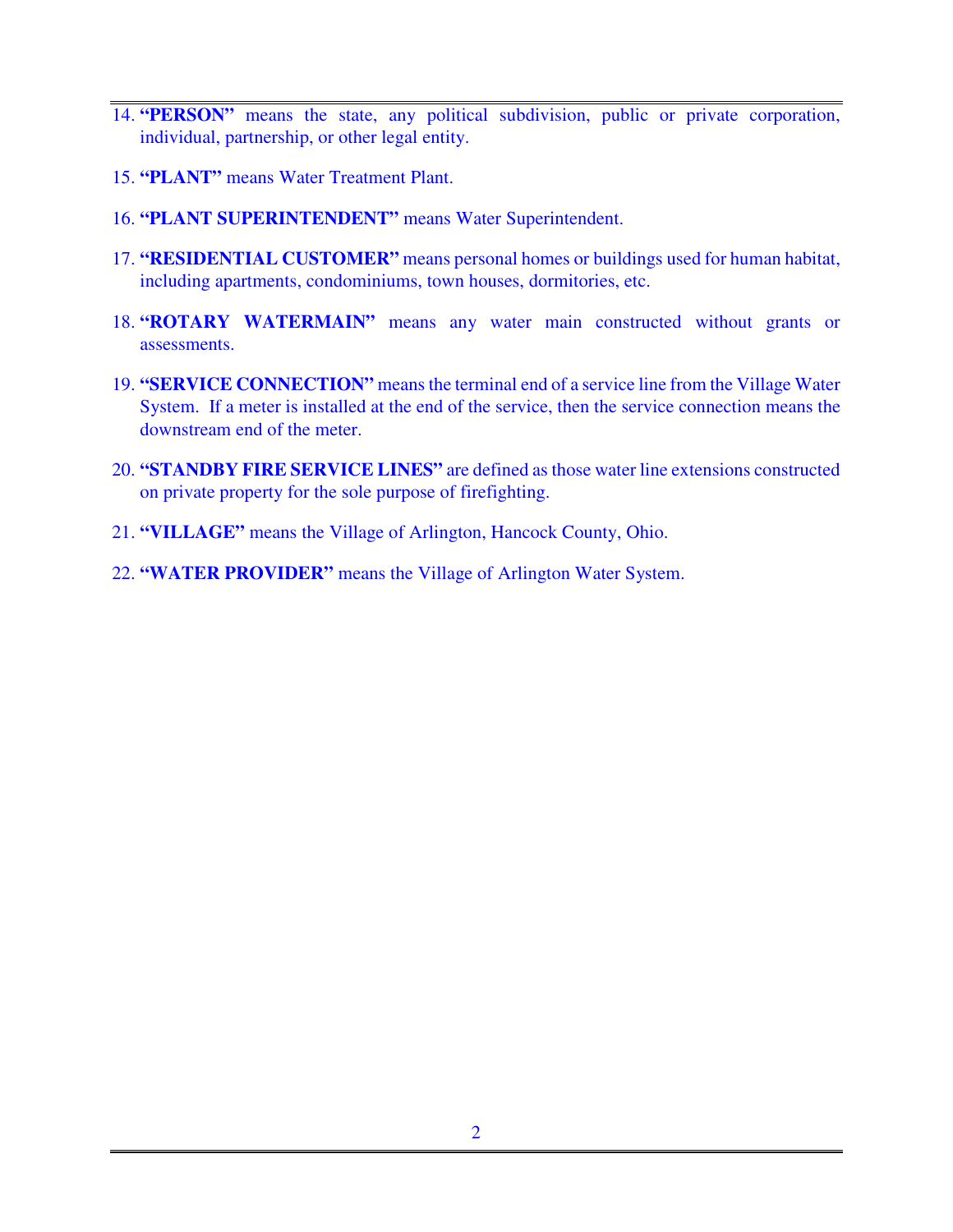14. **"PERSON"** means the state, any political subdivision, public or private corporation, individual, partnership, or other legal entity.

15. **"PLANT"** means Water Treatment Plant.

16. **"PLANT SUPERINTENDENT"** means Water Superintendent.

17. **"RESIDENTIAL CUSTOMER"** means personal homes or buildings used for human habitat, including apartments, condominiums, town houses, dormitories, etc.

18. **"ROTARY WATERMAIN"** means any water main constructed without grants or assessments.

19. **"SERVICE CONNECTION"** means the terminal end of a service line from the Village Water System. If a meter is installed at the end of the service, then the service connection means the downstream end of the meter.

20. **"STANDBY FIRE SERVICE LINES"** are defined as those water line extensions constructed on private property for the sole purpose of firefighting.

21. **"VILLAGE"** means the Village of Arlington, Hancock County, Ohio.

22. **"WATER PROVIDER"** means the Village of Arlington Water System.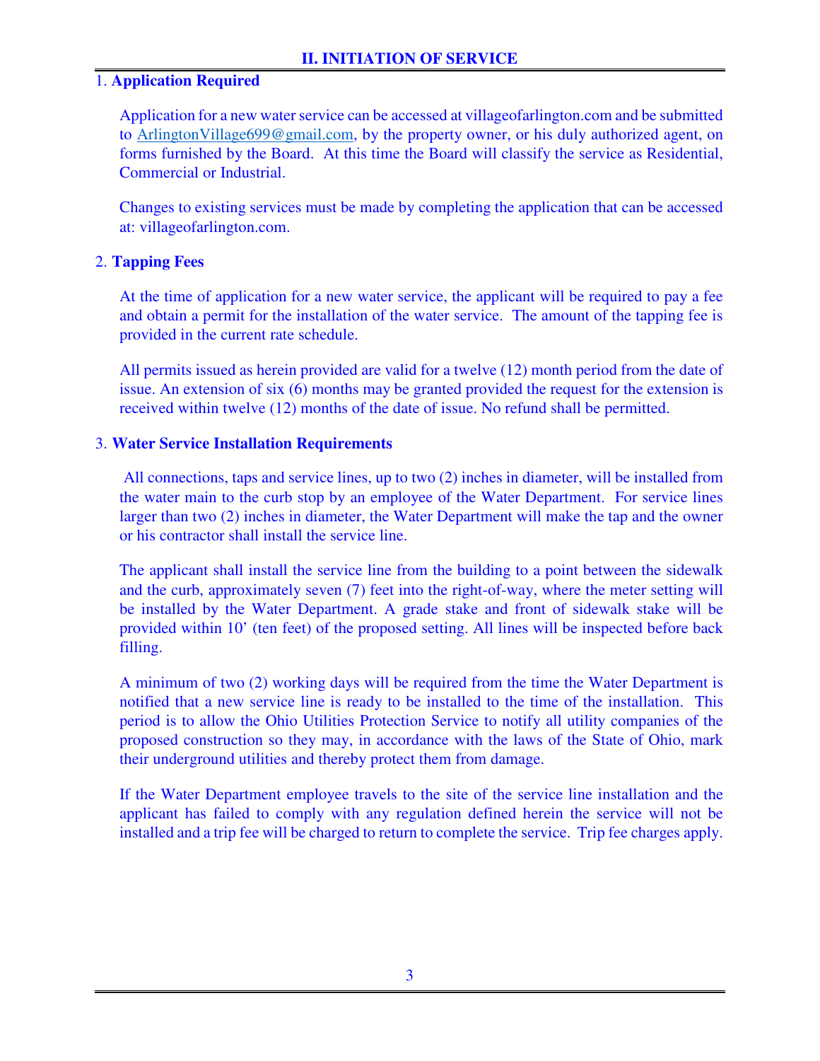## II. INITIATION OF SERVICE

1. **Application Required**

Application for a new water service can be accessed at villageofarlington.com and be submitted to ArlingtonVillage699@gmail.com, by the property owner, or his duly authorized agent, on forms furnished by the Board. At this time the Board will classify the service as Residential, Commercial or Industrial.

Changes to existing services must be made by completing the application that can be accessed at: villageofarlington.com.

2. **Tapping Fees**

At the time of application for a new water service, the applicant will be required to pay a fee and obtain a permit for the installation of the water service. The amount of the tapping fee is provided in the current rate schedule.

All permits issued as herein provided are valid for a twelve (12) month period from the date of issue. An extension of six (6) months may be granted provided the request for the extension is received within twelve (12) months of the date of issue. No refund shall be permitted.

3. **Water Service Installation Requirements**

All connections, taps and service lines, up to two (2) inches in diameter, will be installed from the water main to the curb stop by an employee of the Water Department. For service lines larger than two (2) inches in diameter, the Water Department will make the tap and the owner or his contractor shall install the service line.

The applicant shall install the service line from the building to a point between the sidewalk and the curb, approximately seven (7) feet into the right-of-way, where the meter setting will be installed by the Water Department. A grade stake and front of sidewalk stake will be provided within 10' (ten feet) of the proposed setting. All lines will be inspected before back filling.

A minimum of two (2) working days will be required from the time the Water Department is notified that a new service line is ready to be installed to the time of the installation. This period is to allow the Ohio Utilities Protection Service to notify all utility companies of the proposed construction so they may, in accordance with the laws of the State of Ohio, mark their underground utilities and thereby protect them from damage.

If the Water Department employee travels to the site of the service line installation and the applicant has failed to comply with any regulation defined herein the service will not be installed and a trip fee will be charged to return to complete the service. Trip fee charges apply.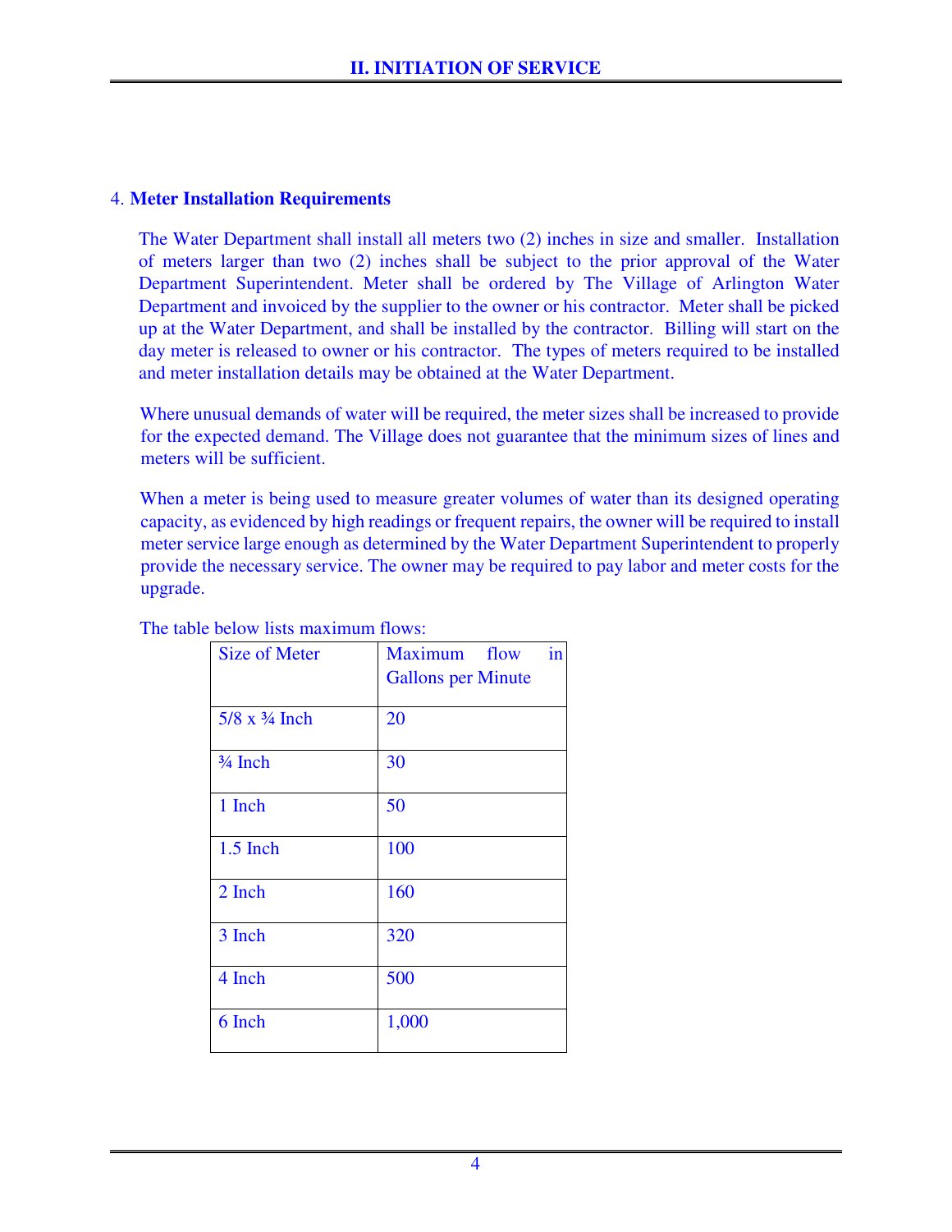### 4. **Meter Installation Requirements**

The Water Department shall install all meters two (2) inches in size and smaller. Installation of meters larger than two (2) inches shall be subject to the prior approval of the Water Department Superintendent. Meter shall be ordered by The Village of Arlington Water Department and invoiced by the supplier to the owner or his contractor. Meter shall be picked up at the Water Department, and shall be installed by the contractor. Billing will start on the day meter is released to owner or his contractor. The types of meters required to be installed and meter installation details may be obtained at the Water Department.

Where unusual demands of water will be required, the meter sizes shall be increased to provide for the expected demand. The Village does not guarantee that the minimum sizes of lines and meters will be sufficient.

When a meter is being used to measure greater volumes of water than its designed operating capacity, as evidenced by high readings or frequent repairs, the owner will be required to install meter service large enough as determined by the Water Department Superintendent to properly provide the necessary service. The owner may be required to pay labor and meter costs for the upgrade.

The table below lists maximum flows:

| Size of Meter | Maximum flow in Gallons per Minute |
|---|---|
| 5/8 x ¾ Inch | 20 |
| ¾ Inch | 30 |
| 1 Inch | 50 |
| 1.5 Inch | 100 |
| 2 Inch | 160 |
| 3 Inch | 320 |
| 4 Inch | 500 |
| 6 Inch | 1,000 |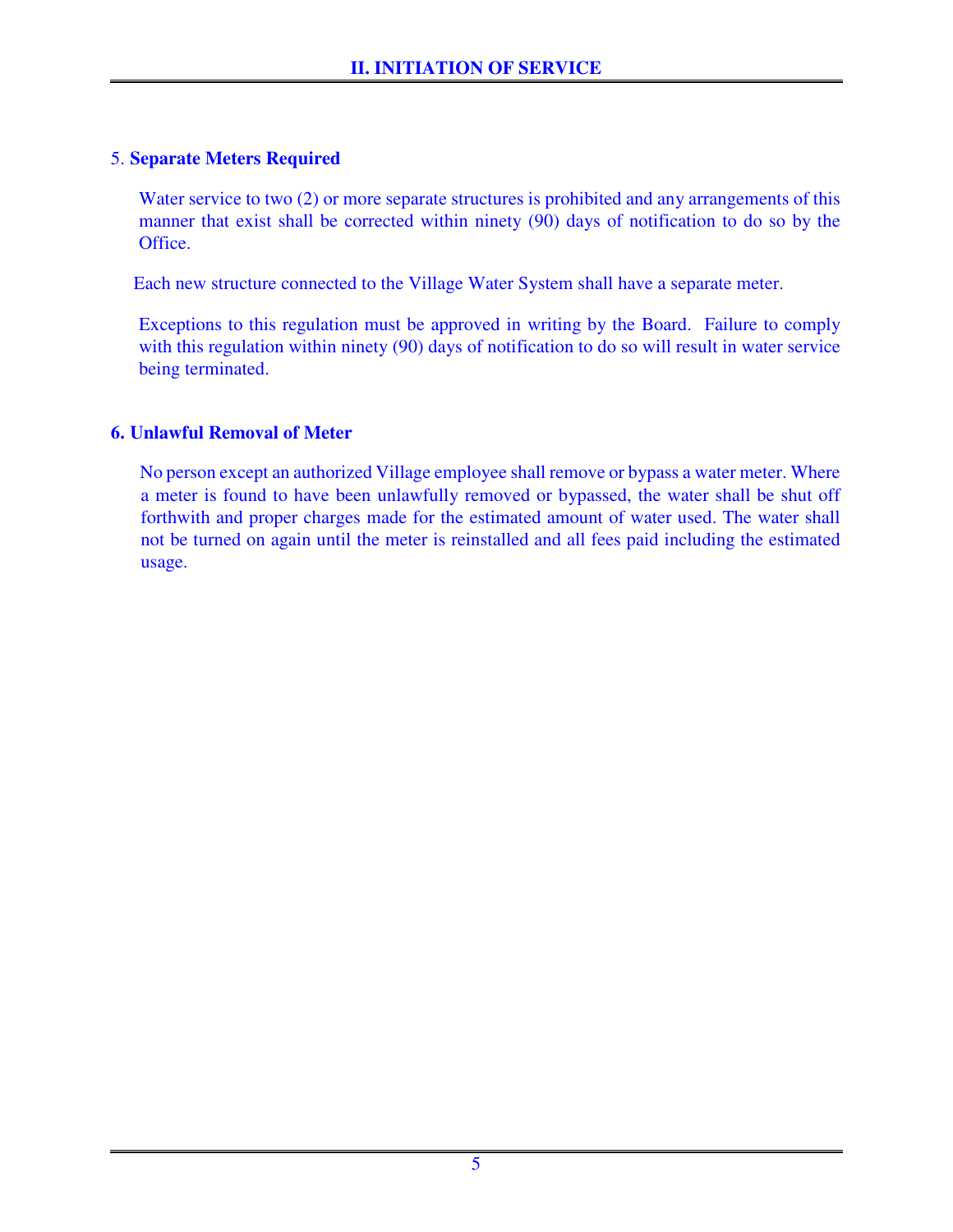5. **Separate Meters Required**

Water service to two (2) or more separate structures is prohibited and any arrangements of this manner that exist shall be corrected within ninety (90) days of notification to do so by the Office.

Each new structure connected to the Village Water System shall have a separate meter.

Exceptions to this regulation must be approved in writing by the Board. Failure to comply with this regulation within ninety (90) days of notification to do so will result in water service being terminated.

**6. Unlawful Removal of Meter**

No person except an authorized Village employee shall remove or bypass a water meter. Where a meter is found to have been unlawfully removed or bypassed, the water shall be shut off forthwith and proper charges made for the estimated amount of water used. The water shall not be turned on again until the meter is reinstalled and all fees paid including the estimated usage.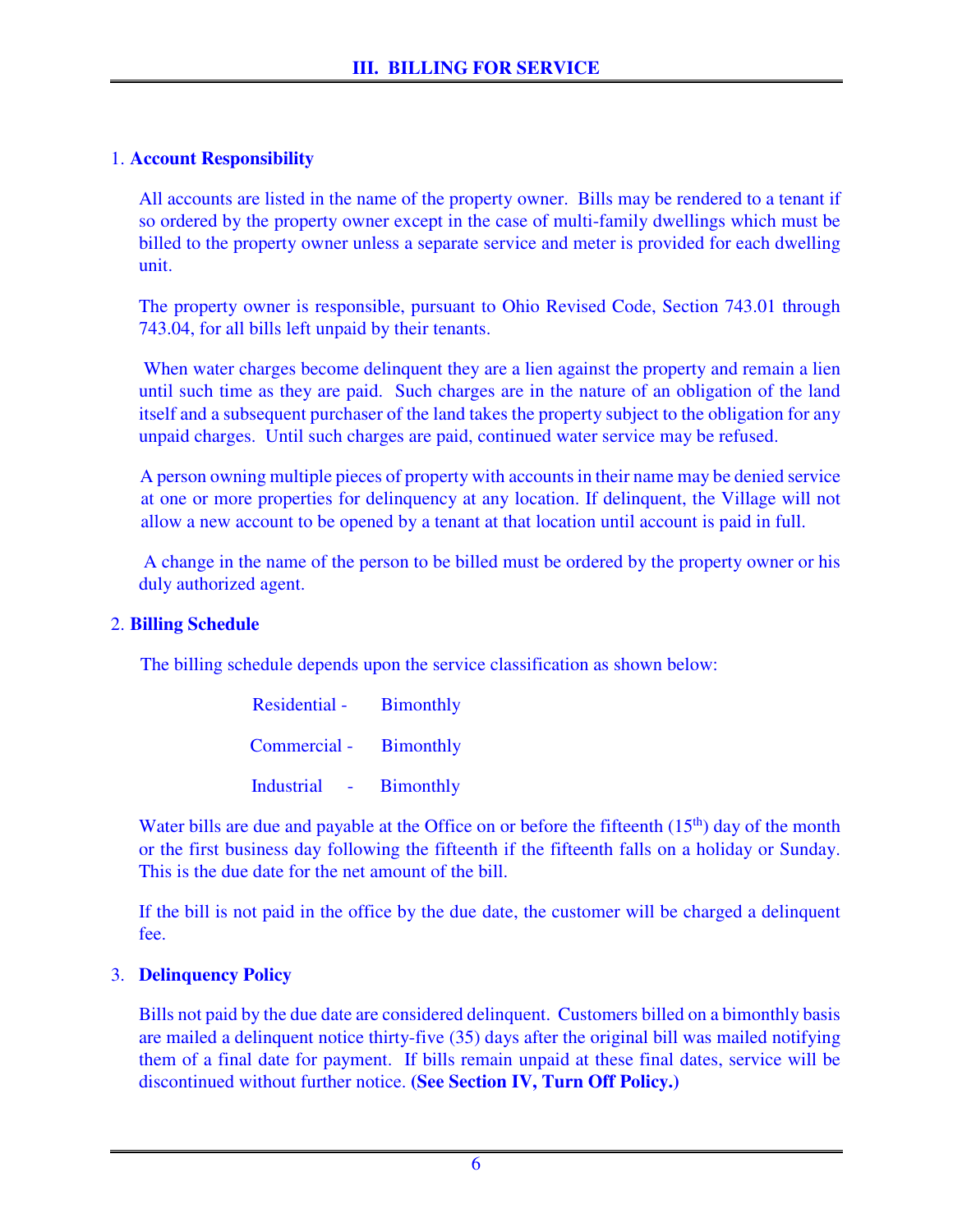# III. BILLING FOR SERVICE

1. **Account Responsibility**

All accounts are listed in the name of the property owner. Bills may be rendered to a tenant if so ordered by the property owner except in the case of multi-family dwellings which must be billed to the property owner unless a separate service and meter is provided for each dwelling unit.

The property owner is responsible, pursuant to Ohio Revised Code, Section 743.01 through 743.04, for all bills left unpaid by their tenants.

When water charges become delinquent they are a lien against the property and remain a lien until such time as they are paid. Such charges are in the nature of an obligation of the land itself and a subsequent purchaser of the land takes the property subject to the obligation for any unpaid charges. Until such charges are paid, continued water service may be refused.

A person owning multiple pieces of property with accounts in their name may be denied service at one or more properties for delinquency at any location. If delinquent, the Village will not allow a new account to be opened by a tenant at that location until account is paid in full.

A change in the name of the person to be billed must be ordered by the property owner or his duly authorized agent.

2. **Billing Schedule**

The billing schedule depends upon the service classification as shown below:

| | |
|---|---|
| Residential - | Bimonthly |
| Commercial - | Bimonthly |
| Industrial - | Bimonthly |

Water bills are due and payable at the Office on or before the fifteenth (15th) day of the month or the first business day following the fifteenth if the fifteenth falls on a holiday or Sunday. This is the due date for the net amount of the bill.

If the bill is not paid in the office by the due date, the customer will be charged a delinquent fee.

3. **Delinquency Policy**

Bills not paid by the due date are considered delinquent. Customers billed on a bimonthly basis are mailed a delinquent notice thirty-five (35) days after the original bill was mailed notifying them of a final date for payment. If bills remain unpaid at these final dates, service will be discontinued without further notice. **(See Section IV, Turn Off Policy.)**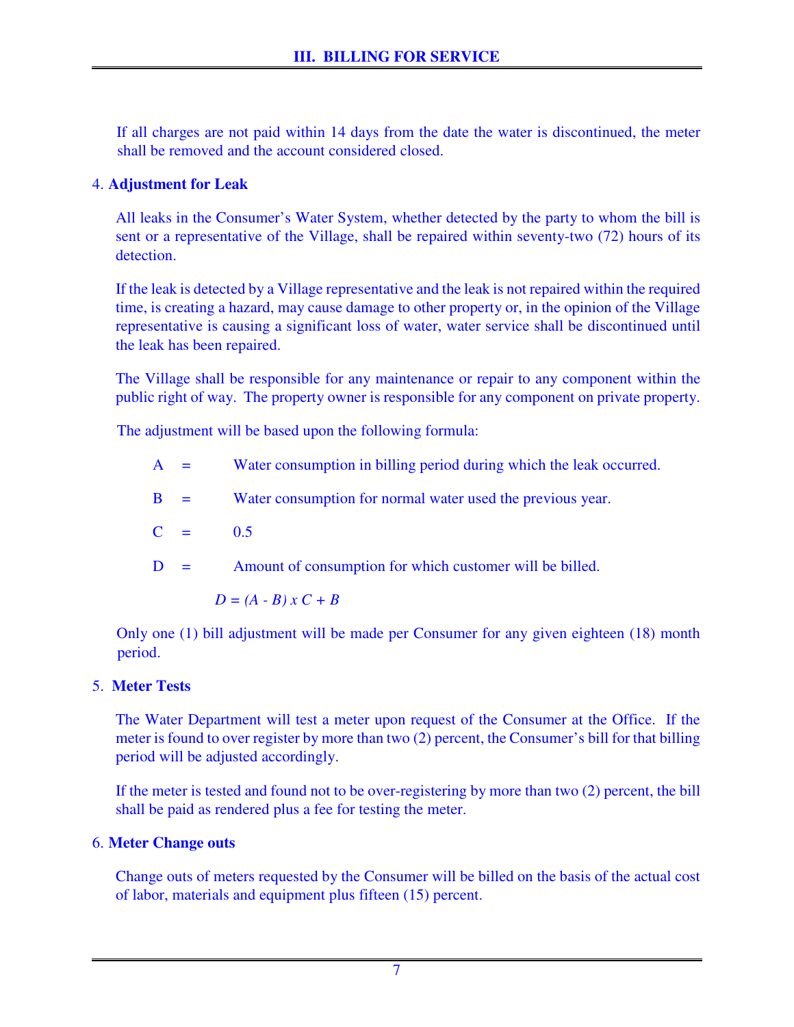If all charges are not paid within 14 days from the date the water is discontinued, the meter shall be removed and the account considered closed.

4. **Adjustment for Leak**

All leaks in the Consumer's Water System, whether detected by the party to whom the bill is sent or a representative of the Village, shall be repaired within seventy-two (72) hours of its detection.

If the leak is detected by a Village representative and the leak is not repaired within the required time, is creating a hazard, may cause damage to other property or, in the opinion of the Village representative is causing a significant loss of water, water service shall be discontinued until the leak has been repaired.

The Village shall be responsible for any maintenance or repair to any component within the public right of way. The property owner is responsible for any component on private property.

The adjustment will be based upon the following formula:

A = Water consumption in billing period during which the leak occurred.

B = Water consumption for normal water used the previous year.

C = 0.5

D = Amount of consumption for which customer will be billed.

$$D = (A - B) \times C + B$$

Only one (1) bill adjustment will be made per Consumer for any given eighteen (18) month period.

5. **Meter Tests**

The Water Department will test a meter upon request of the Consumer at the Office. If the meter is found to over register by more than two (2) percent, the Consumer's bill for that billing period will be adjusted accordingly.

If the meter is tested and found not to be over-registering by more than two (2) percent, the bill shall be paid as rendered plus a fee for testing the meter.

6. **Meter Change outs**

Change outs of meters requested by the Consumer will be billed on the basis of the actual cost of labor, materials and equipment plus fifteen (15) percent.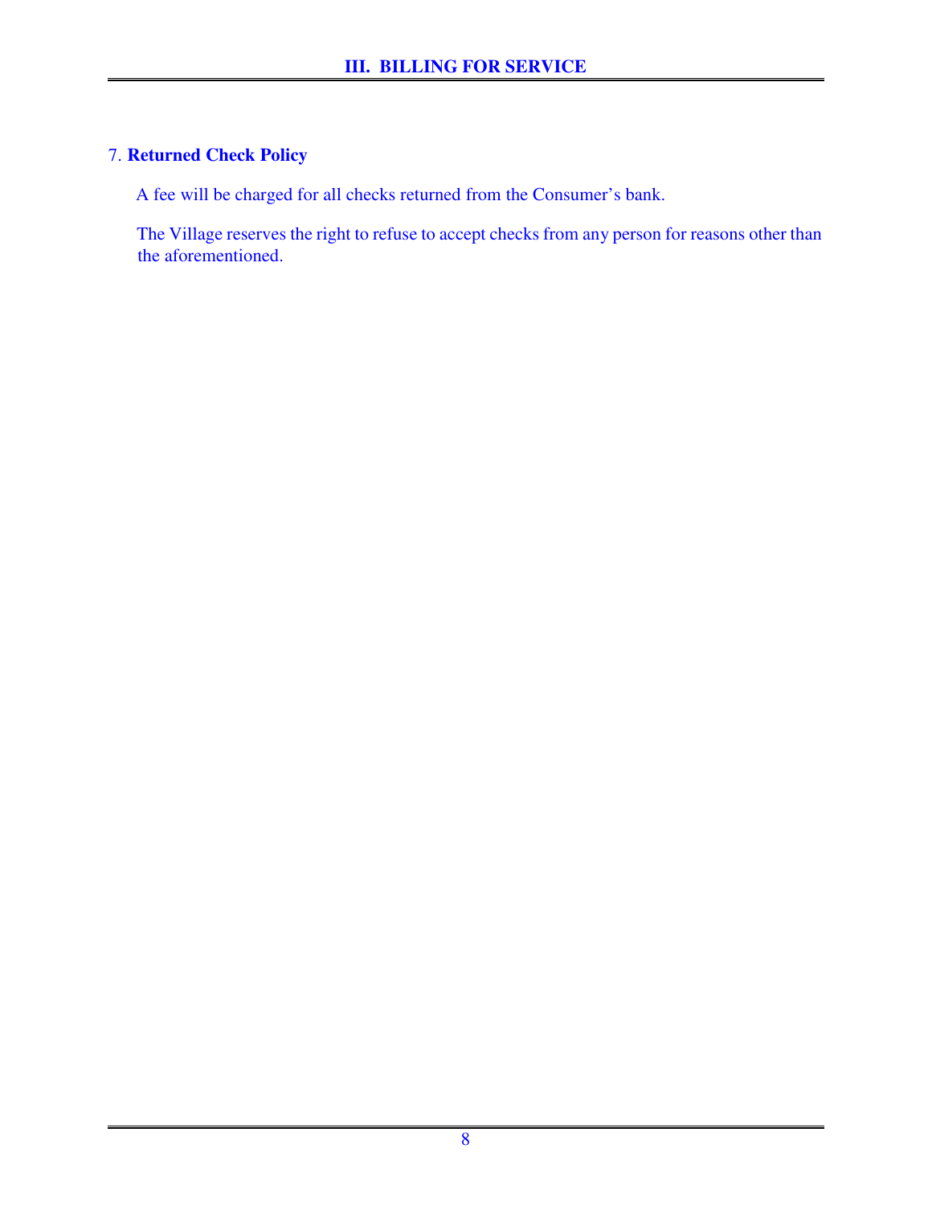7. **Returned Check Policy**

A fee will be charged for all checks returned from the Consumer's bank.

The Village reserves the right to refuse to accept checks from any person for reasons other than the aforementioned.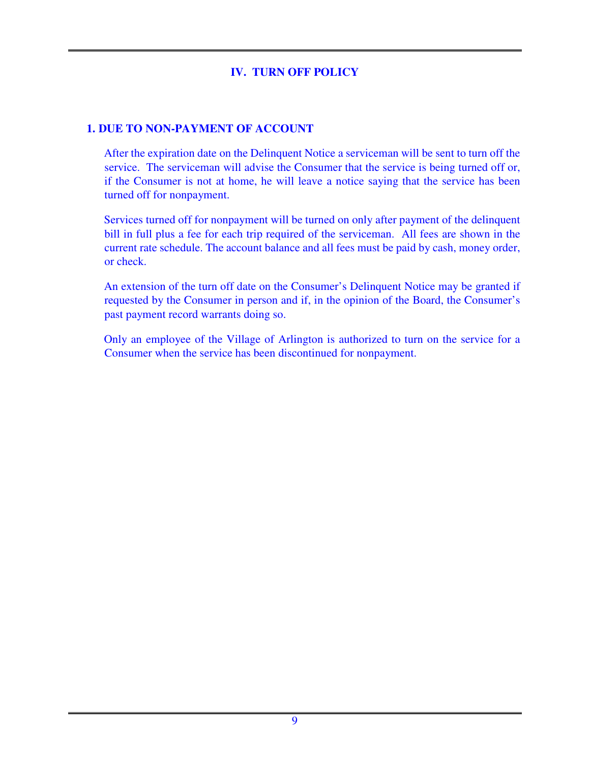# IV. TURN OFF POLICY

## 1. DUE TO NON-PAYMENT OF ACCOUNT

After the expiration date on the Delinquent Notice a serviceman will be sent to turn off the service. The serviceman will advise the Consumer that the service is being turned off or, if the Consumer is not at home, he will leave a notice saying that the service has been turned off for nonpayment.

Services turned off for nonpayment will be turned on only after payment of the delinquent bill in full plus a fee for each trip required of the serviceman. All fees are shown in the current rate schedule. The account balance and all fees must be paid by cash, money order, or check.

An extension of the turn off date on the Consumer's Delinquent Notice may be granted if requested by the Consumer in person and if, in the opinion of the Board, the Consumer's past payment record warrants doing so.

Only an employee of the Village of Arlington is authorized to turn on the service for a Consumer when the service has been discontinued for nonpayment.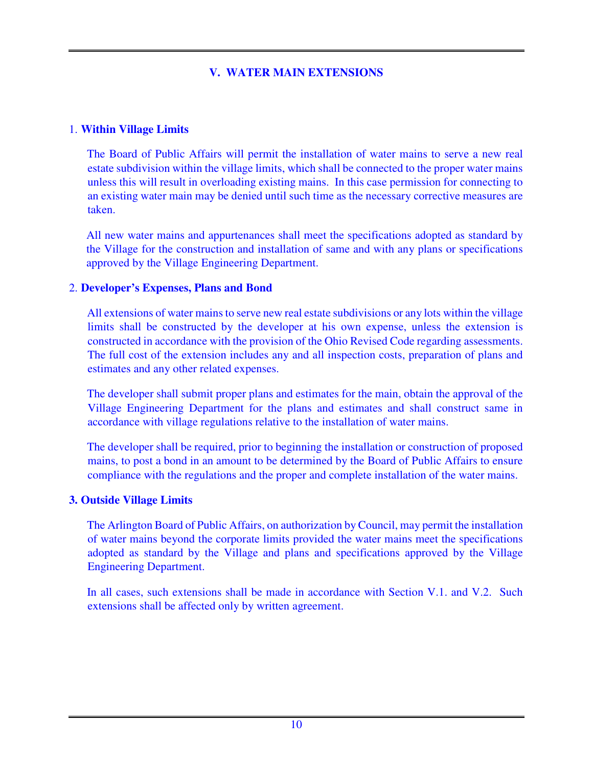# V. WATER MAIN EXTENSIONS

## 1. Within Village Limits

The Board of Public Affairs will permit the installation of water mains to serve a new real estate subdivision within the village limits, which shall be connected to the proper water mains unless this will result in overloading existing mains. In this case permission for connecting to an existing water main may be denied until such time as the necessary corrective measures are taken.

All new water mains and appurtenances shall meet the specifications adopted as standard by the Village for the construction and installation of same and with any plans or specifications approved by the Village Engineering Department.

## 2. Developer's Expenses, Plans and Bond

All extensions of water mains to serve new real estate subdivisions or any lots within the village limits shall be constructed by the developer at his own expense, unless the extension is constructed in accordance with the provision of the Ohio Revised Code regarding assessments. The full cost of the extension includes any and all inspection costs, preparation of plans and estimates and any other related expenses.

The developer shall submit proper plans and estimates for the main, obtain the approval of the Village Engineering Department for the plans and estimates and shall construct same in accordance with village regulations relative to the installation of water mains.

The developer shall be required, prior to beginning the installation or construction of proposed mains, to post a bond in an amount to be determined by the Board of Public Affairs to ensure compliance with the regulations and the proper and complete installation of the water mains.

## 3. Outside Village Limits

The Arlington Board of Public Affairs, on authorization by Council, may permit the installation of water mains beyond the corporate limits provided the water mains meet the specifications adopted as standard by the Village and plans and specifications approved by the Village Engineering Department.

In all cases, such extensions shall be made in accordance with Section V.1. and V.2. Such extensions shall be affected only by written agreement.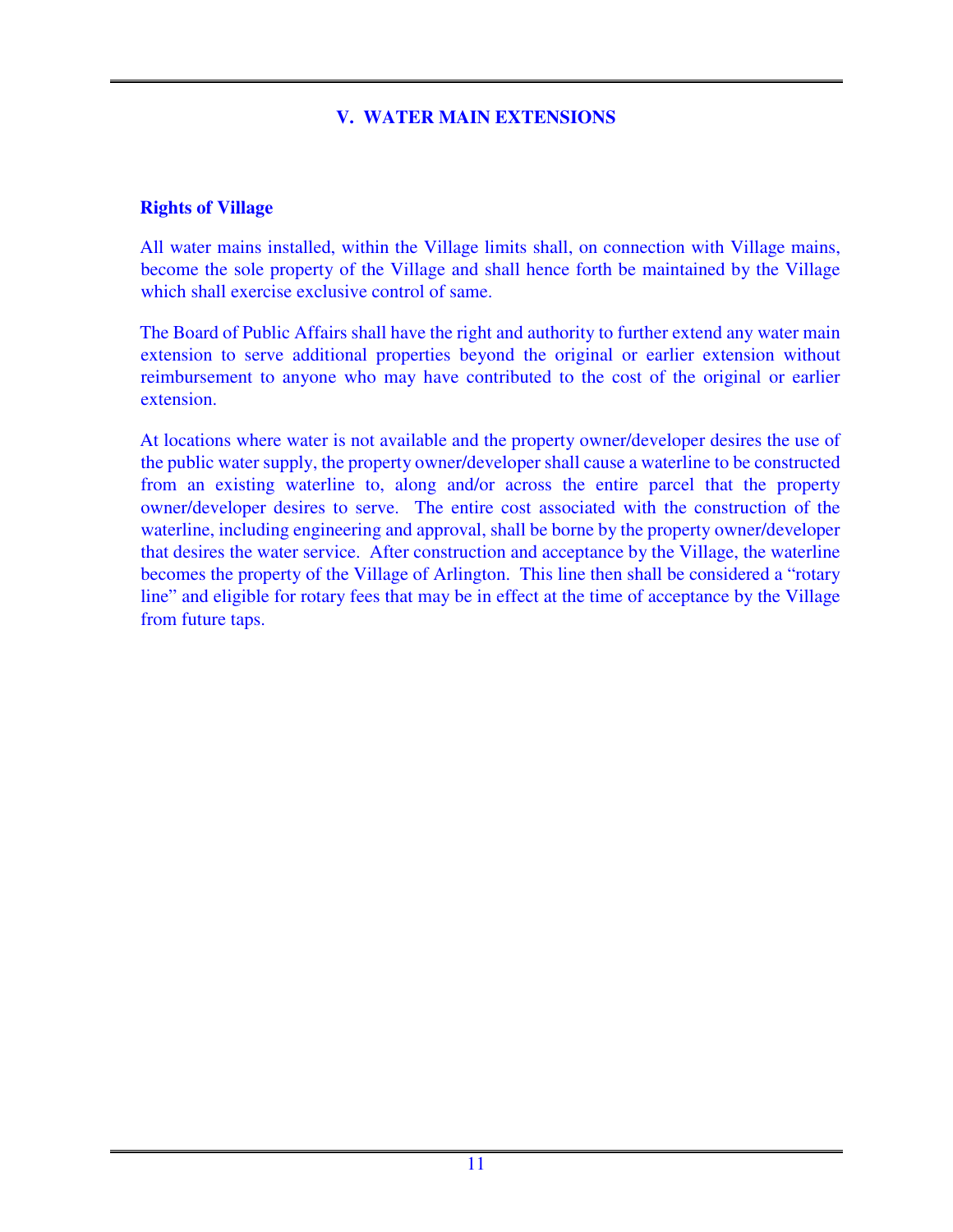## V. WATER MAIN EXTENSIONS

### Rights of Village

All water mains installed, within the Village limits shall, on connection with Village mains, become the sole property of the Village and shall hence forth be maintained by the Village which shall exercise exclusive control of same.

The Board of Public Affairs shall have the right and authority to further extend any water main extension to serve additional properties beyond the original or earlier extension without reimbursement to anyone who may have contributed to the cost of the original or earlier extension.

At locations where water is not available and the property owner/developer desires the use of the public water supply, the property owner/developer shall cause a waterline to be constructed from an existing waterline to, along and/or across the entire parcel that the property owner/developer desires to serve. The entire cost associated with the construction of the waterline, including engineering and approval, shall be borne by the property owner/developer that desires the water service. After construction and acceptance by the Village, the waterline becomes the property of the Village of Arlington. This line then shall be considered a "rotary line" and eligible for rotary fees that may be in effect at the time of acceptance by the Village from future taps.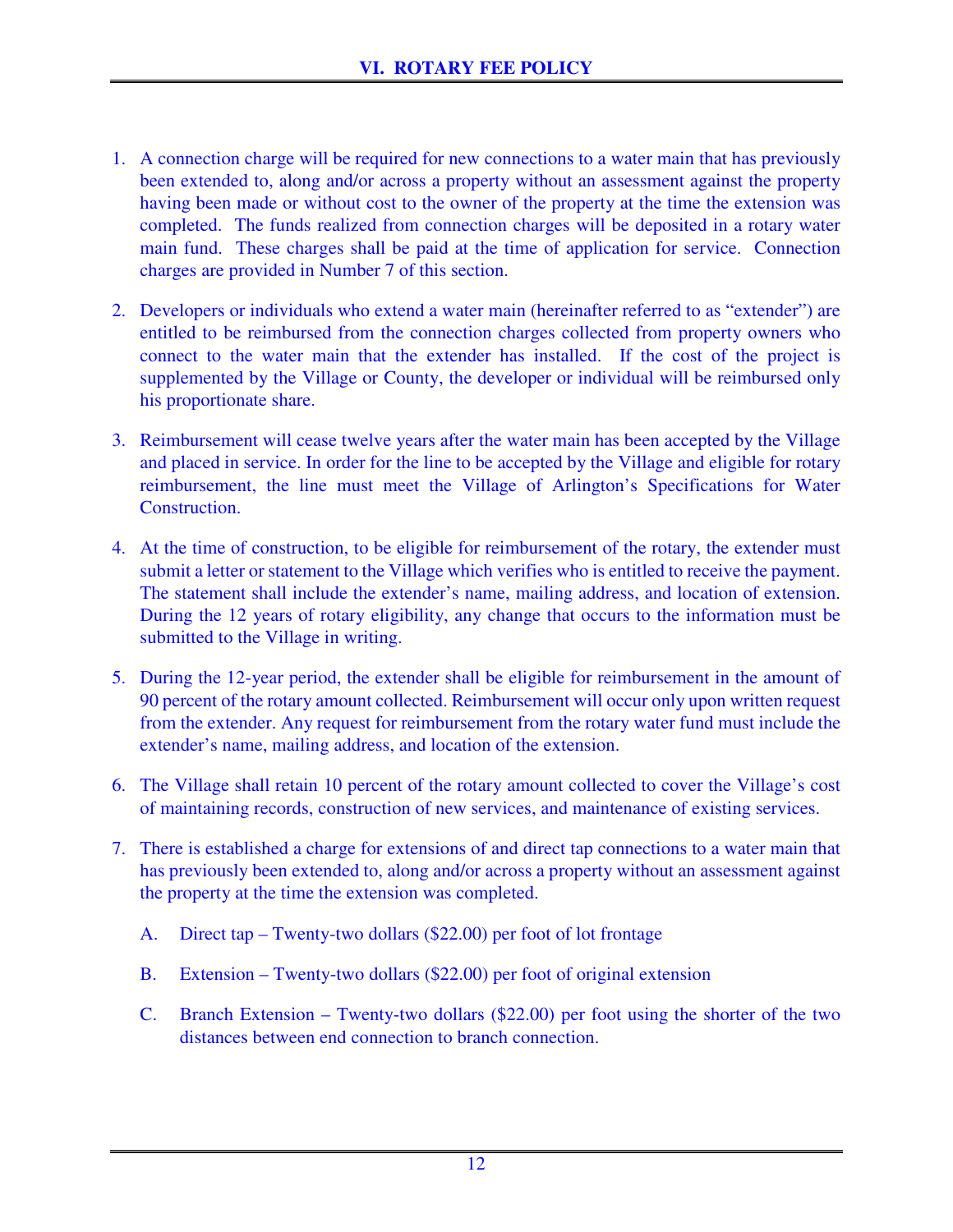# VI. ROTARY FEE POLICY

1. A connection charge will be required for new connections to a water main that has previously been extended to, along and/or across a property without an assessment against the property having been made or without cost to the owner of the property at the time the extension was completed. The funds realized from connection charges will be deposited in a rotary water main fund. These charges shall be paid at the time of application for service. Connection charges are provided in Number 7 of this section.

2. Developers or individuals who extend a water main (hereinafter referred to as "extender") are entitled to be reimbursed from the connection charges collected from property owners who connect to the water main that the extender has installed. If the cost of the project is supplemented by the Village or County, the developer or individual will be reimbursed only his proportionate share.

3. Reimbursement will cease twelve years after the water main has been accepted by the Village and placed in service. In order for the line to be accepted by the Village and eligible for rotary reimbursement, the line must meet the Village of Arlington's Specifications for Water Construction.

4. At the time of construction, to be eligible for reimbursement of the rotary, the extender must submit a letter or statement to the Village which verifies who is entitled to receive the payment. The statement shall include the extender's name, mailing address, and location of extension. During the 12 years of rotary eligibility, any change that occurs to the information must be submitted to the Village in writing.

5. During the 12-year period, the extender shall be eligible for reimbursement in the amount of 90 percent of the rotary amount collected. Reimbursement will occur only upon written request from the extender. Any request for reimbursement from the rotary water fund must include the extender's name, mailing address, and location of the extension.

6. The Village shall retain 10 percent of the rotary amount collected to cover the Village's cost of maintaining records, construction of new services, and maintenance of existing services.

7. There is established a charge for extensions of and direct tap connections to a water main that has previously been extended to, along and/or across a property without an assessment against the property at the time the extension was completed.

   A. Direct tap – Twenty-two dollars ($22.00) per foot of lot frontage

   B. Extension – Twenty-two dollars ($22.00) per foot of original extension

   C. Branch Extension – Twenty-two dollars ($22.00) per foot using the shorter of the two distances between end connection to branch connection.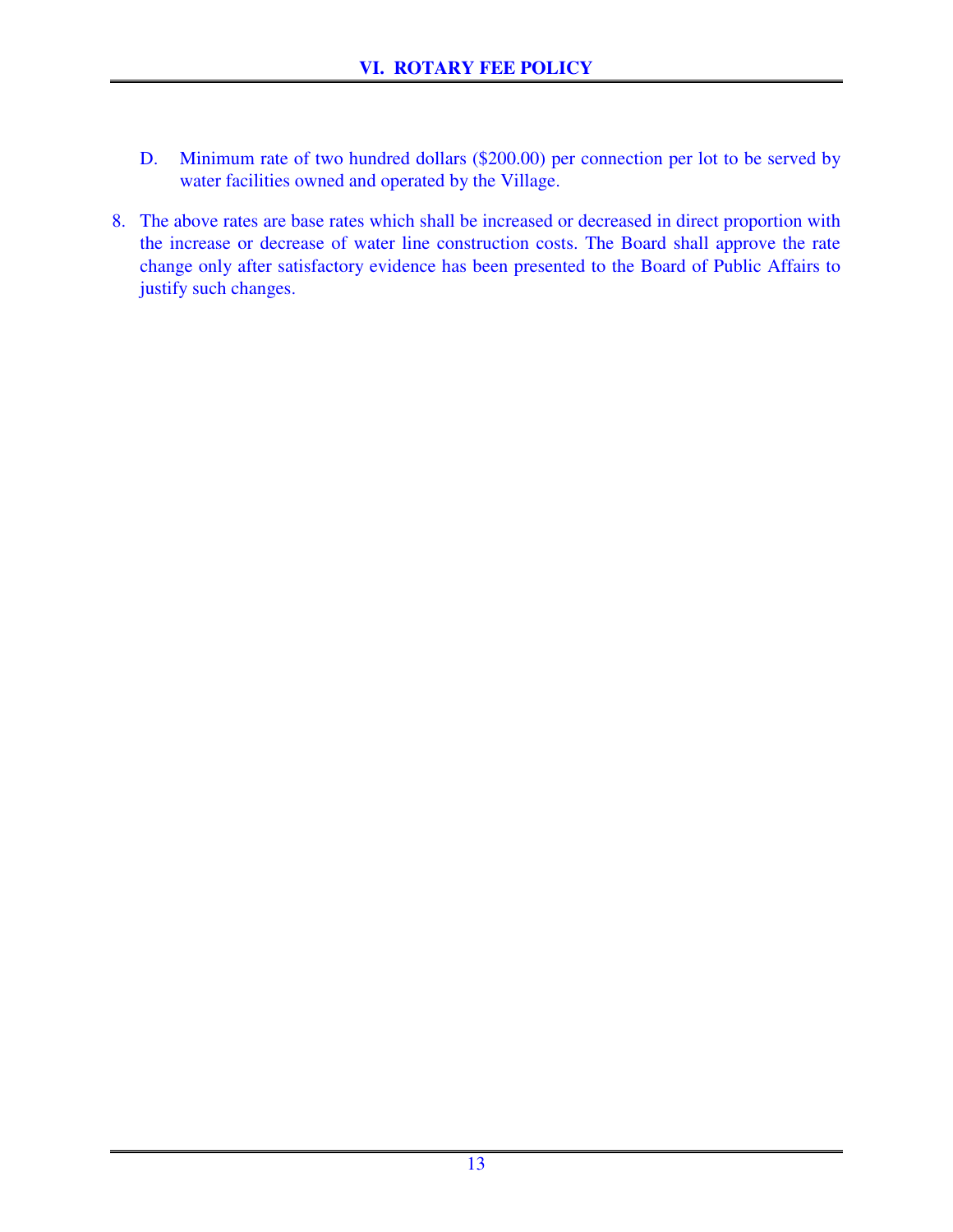D. Minimum rate of two hundred dollars ($200.00) per connection per lot to be served by water facilities owned and operated by the Village.

8. The above rates are base rates which shall be increased or decreased in direct proportion with the increase or decrease of water line construction costs. The Board shall approve the rate change only after satisfactory evidence has been presented to the Board of Public Affairs to justify such changes.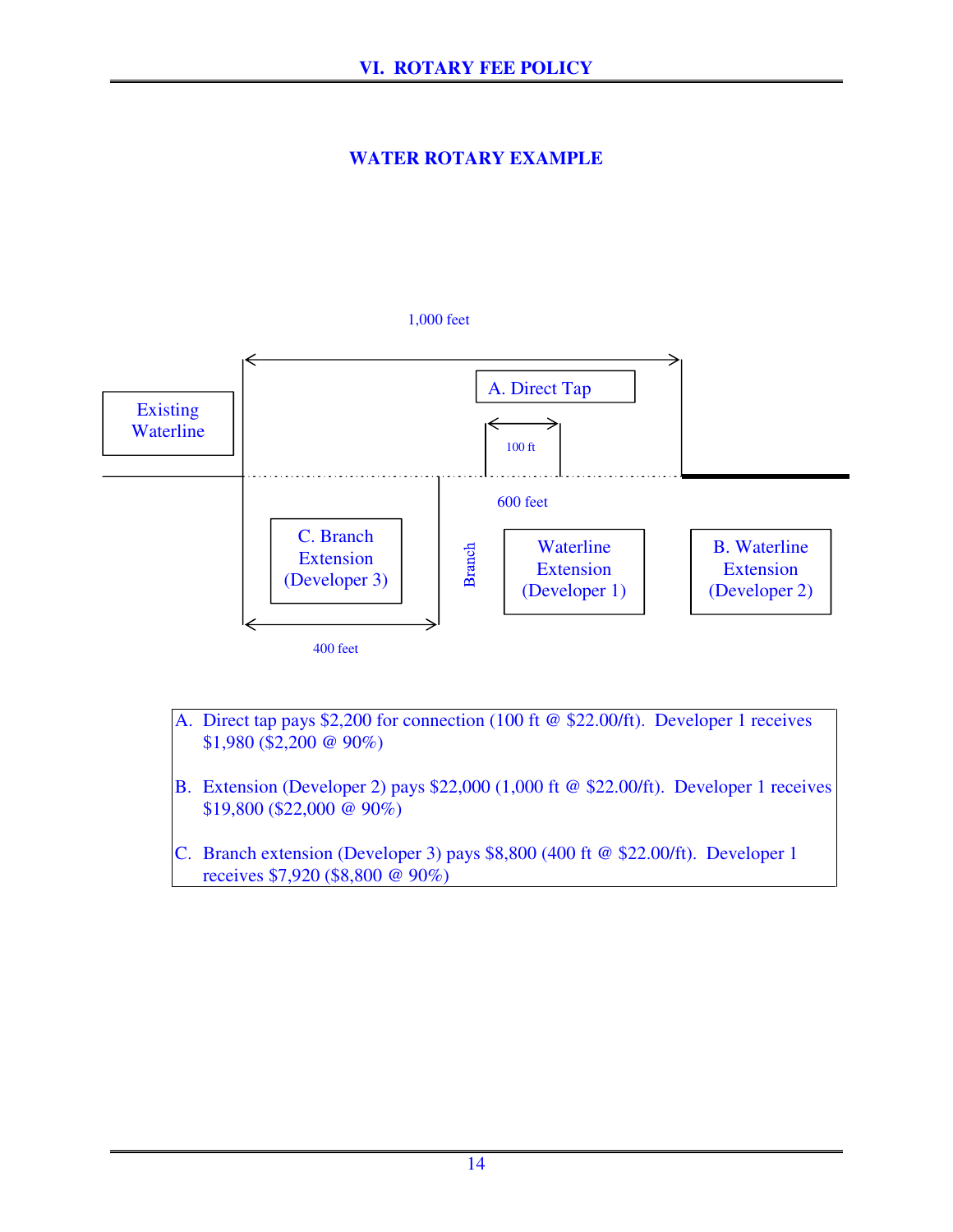## WATER ROTARY EXAMPLE

1,000 feet

Existing Waterline

A. Direct Tap

100 ft

600 feet

C. Branch Extension (Developer 3)

Branch

Waterline Extension (Developer 1)

B. Waterline Extension (Developer 2)

400 feet

A. Direct tap pays $2,200 for connection (100 ft @ $22.00/ft). Developer 1 receives $1,980 ($2,200 @ 90%)

B. Extension (Developer 2) pays $22,000 (1,000 ft @ $22.00/ft). Developer 1 receives $19,800 ($22,000 @ 90%)

C. Branch extension (Developer 3) pays $8,800 (400 ft @ $22.00/ft). Developer 1 receives $7,920 ($8,800 @ 90%)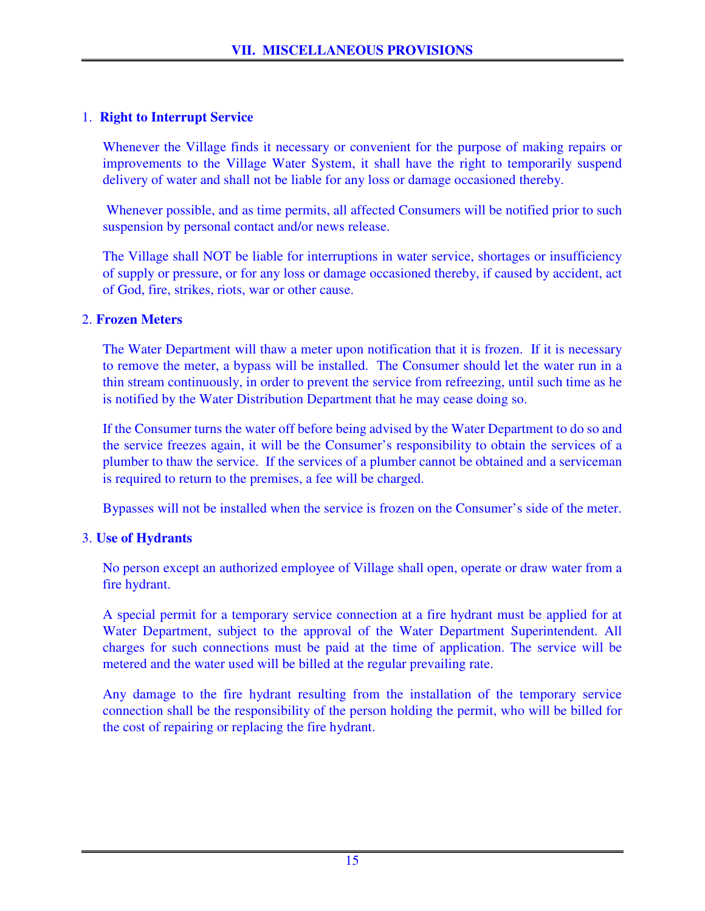# VII. MISCELLANEOUS PROVISIONS

1. **Right to Interrupt Service**

   Whenever the Village finds it necessary or convenient for the purpose of making repairs or improvements to the Village Water System, it shall have the right to temporarily suspend delivery of water and shall not be liable for any loss or damage occasioned thereby.

   Whenever possible, and as time permits, all affected Consumers will be notified prior to such suspension by personal contact and/or news release.

   The Village shall NOT be liable for interruptions in water service, shortages or insufficiency of supply or pressure, or for any loss or damage occasioned thereby, if caused by accident, act of God, fire, strikes, riots, war or other cause.

2. **Frozen Meters**

   The Water Department will thaw a meter upon notification that it is frozen. If it is necessary to remove the meter, a bypass will be installed. The Consumer should let the water run in a thin stream continuously, in order to prevent the service from refreezing, until such time as he is notified by the Water Distribution Department that he may cease doing so.

   If the Consumer turns the water off before being advised by the Water Department to do so and the service freezes again, it will be the Consumer's responsibility to obtain the services of a plumber to thaw the service. If the services of a plumber cannot be obtained and a serviceman is required to return to the premises, a fee will be charged.

   Bypasses will not be installed when the service is frozen on the Consumer's side of the meter.

3. **Use of Hydrants**

   No person except an authorized employee of Village shall open, operate or draw water from a fire hydrant.

   A special permit for a temporary service connection at a fire hydrant must be applied for at Water Department, subject to the approval of the Water Department Superintendent. All charges for such connections must be paid at the time of application. The service will be metered and the water used will be billed at the regular prevailing rate.

   Any damage to the fire hydrant resulting from the installation of the temporary service connection shall be the responsibility of the person holding the permit, who will be billed for the cost of repairing or replacing the fire hydrant.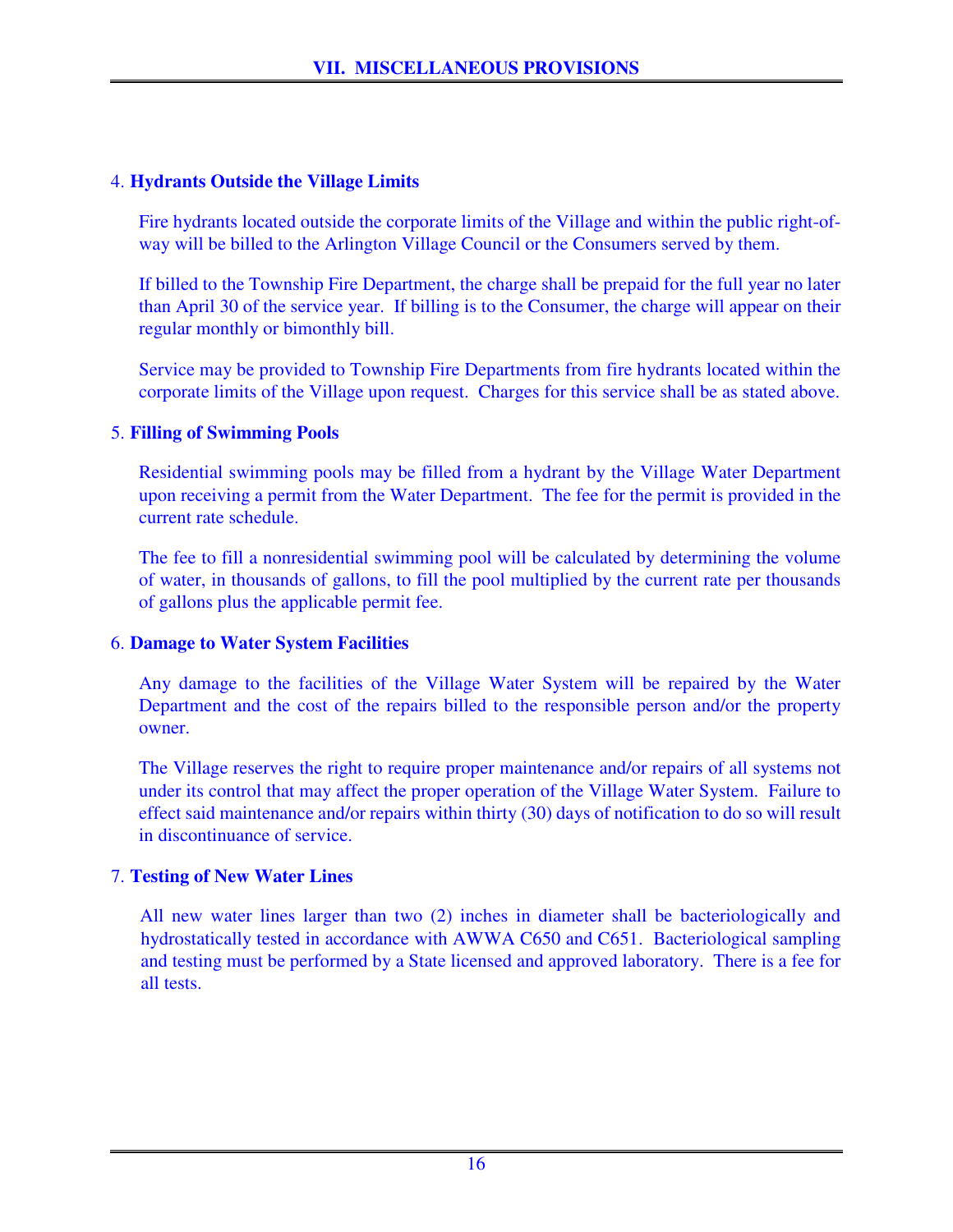4. **Hydrants Outside the Village Limits**

Fire hydrants located outside the corporate limits of the Village and within the public right-of-way will be billed to the Arlington Village Council or the Consumers served by them.

If billed to the Township Fire Department, the charge shall be prepaid for the full year no later than April 30 of the service year. If billing is to the Consumer, the charge will appear on their regular monthly or bimonthly bill.

Service may be provided to Township Fire Departments from fire hydrants located within the corporate limits of the Village upon request. Charges for this service shall be as stated above.

5. **Filling of Swimming Pools**

Residential swimming pools may be filled from a hydrant by the Village Water Department upon receiving a permit from the Water Department. The fee for the permit is provided in the current rate schedule.

The fee to fill a nonresidential swimming pool will be calculated by determining the volume of water, in thousands of gallons, to fill the pool multiplied by the current rate per thousands of gallons plus the applicable permit fee.

6. **Damage to Water System Facilities**

Any damage to the facilities of the Village Water System will be repaired by the Water Department and the cost of the repairs billed to the responsible person and/or the property owner.

The Village reserves the right to require proper maintenance and/or repairs of all systems not under its control that may affect the proper operation of the Village Water System. Failure to effect said maintenance and/or repairs within thirty (30) days of notification to do so will result in discontinuance of service.

7. **Testing of New Water Lines**

All new water lines larger than two (2) inches in diameter shall be bacteriologically and hydrostatically tested in accordance with AWWA C650 and C651. Bacteriological sampling and testing must be performed by a State licensed and approved laboratory. There is a fee for all tests.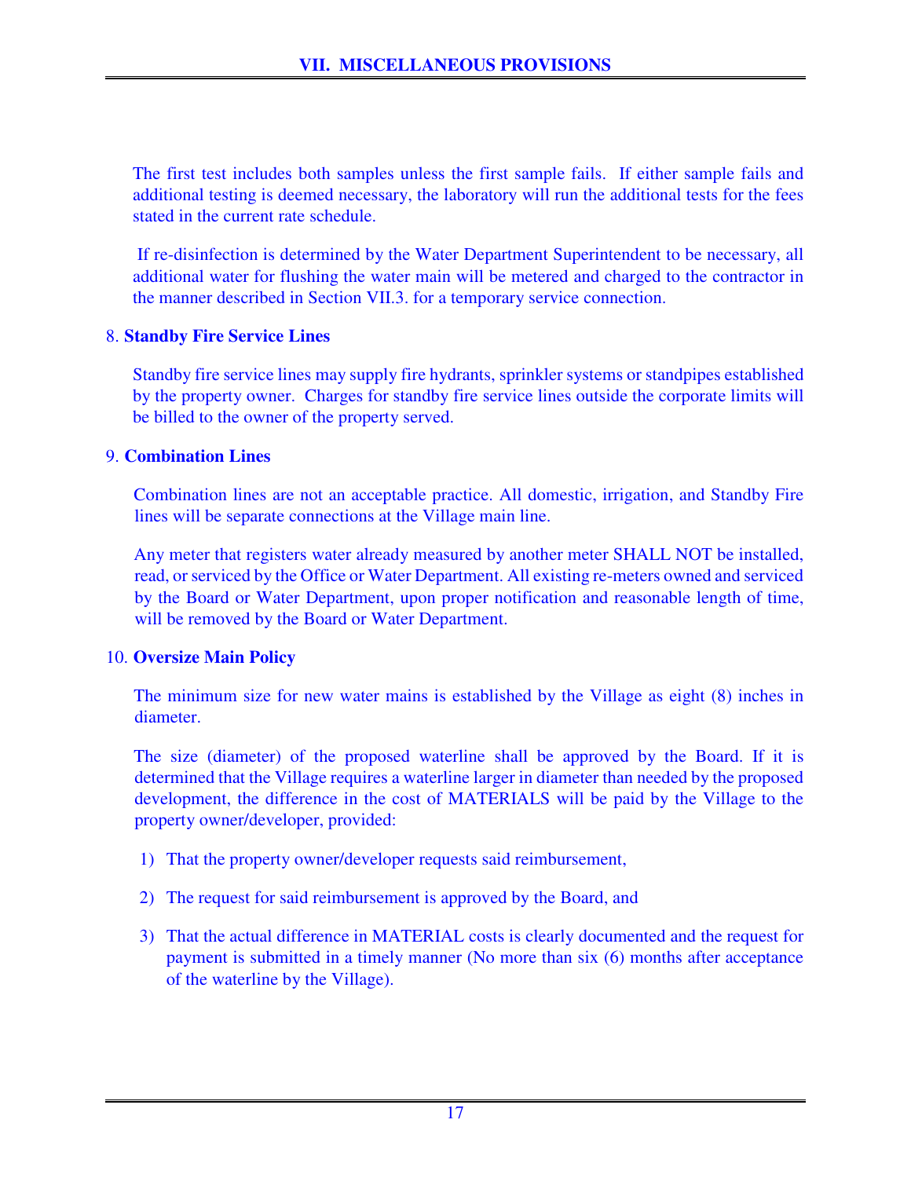The first test includes both samples unless the first sample fails. If either sample fails and additional testing is deemed necessary, the laboratory will run the additional tests for the fees stated in the current rate schedule.

If re-disinfection is determined by the Water Department Superintendent to be necessary, all additional water for flushing the water main will be metered and charged to the contractor in the manner described in Section VII.3. for a temporary service connection.

8. **Standby Fire Service Lines**

Standby fire service lines may supply fire hydrants, sprinkler systems or standpipes established by the property owner. Charges for standby fire service lines outside the corporate limits will be billed to the owner of the property served.

9. **Combination Lines**

Combination lines are not an acceptable practice. All domestic, irrigation, and Standby Fire lines will be separate connections at the Village main line.

Any meter that registers water already measured by another meter SHALL NOT be installed, read, or serviced by the Office or Water Department. All existing re-meters owned and serviced by the Board or Water Department, upon proper notification and reasonable length of time, will be removed by the Board or Water Department.

10. **Oversize Main Policy**

The minimum size for new water mains is established by the Village as eight (8) inches in diameter.

The size (diameter) of the proposed waterline shall be approved by the Board. If it is determined that the Village requires a waterline larger in diameter than needed by the proposed development, the difference in the cost of MATERIALS will be paid by the Village to the property owner/developer, provided:

1) That the property owner/developer requests said reimbursement,

2) The request for said reimbursement is approved by the Board, and

3) That the actual difference in MATERIAL costs is clearly documented and the request for payment is submitted in a timely manner (No more than six (6) months after acceptance of the waterline by the Village).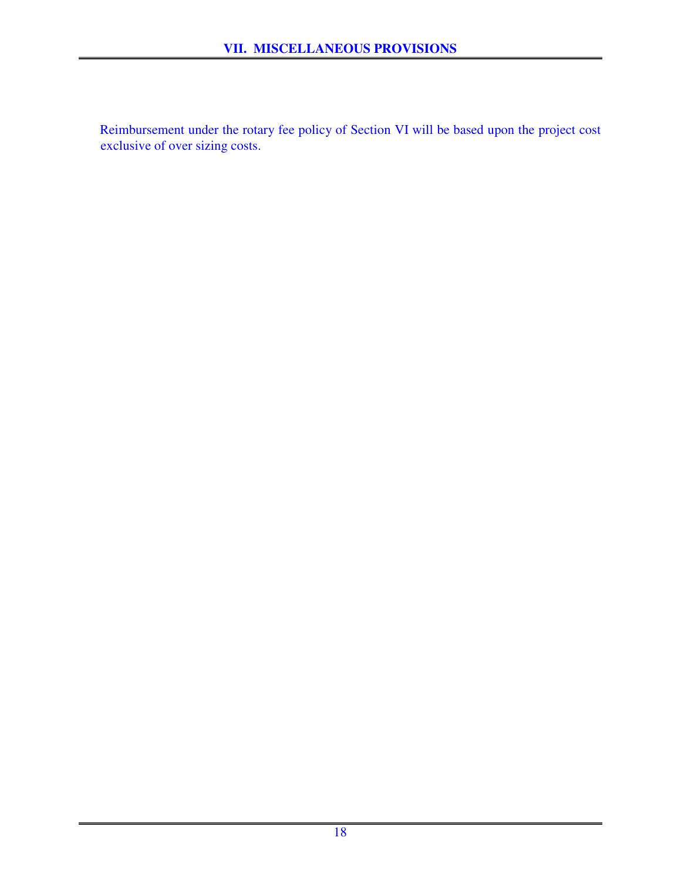Reimbursement under the rotary fee policy of Section VI will be based upon the project cost exclusive of over sizing costs.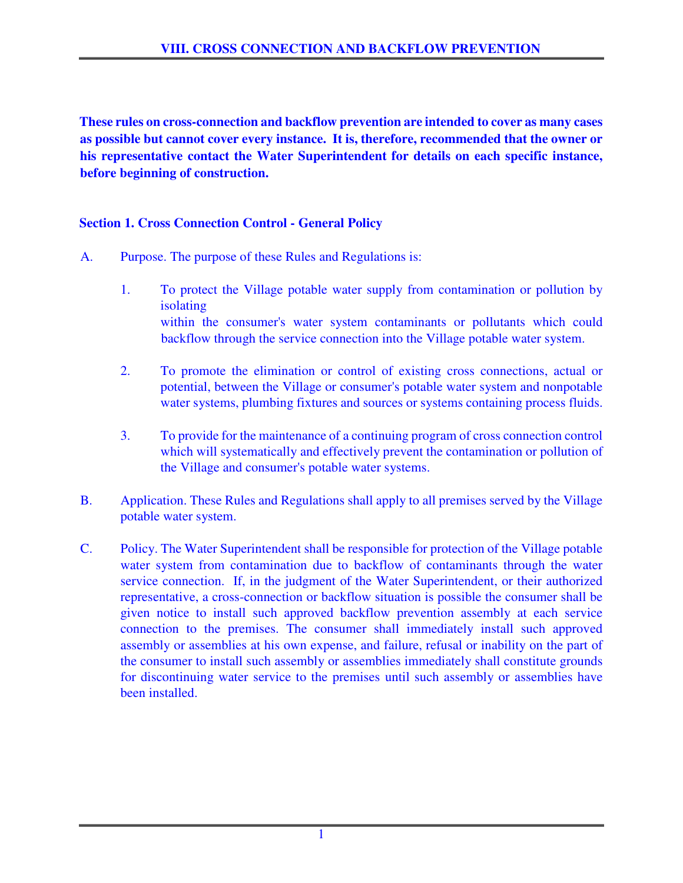# VIII. CROSS CONNECTION AND BACKFLOW PREVENTION

**These rules on cross-connection and backflow prevention are intended to cover as many cases as possible but cannot cover every instance. It is, therefore, recommended that the owner or his representative contact the Water Superintendent for details on each specific instance, before beginning of construction.**

## Section 1. Cross Connection Control - General Policy

A. Purpose. The purpose of these Rules and Regulations is:

1. To protect the Village potable water supply from contamination or pollution by isolating within the consumer's water system contaminants or pollutants which could backflow through the service connection into the Village potable water system.

2. To promote the elimination or control of existing cross connections, actual or potential, between the Village or consumer's potable water system and nonpotable water systems, plumbing fixtures and sources or systems containing process fluids.

3. To provide for the maintenance of a continuing program of cross connection control which will systematically and effectively prevent the contamination or pollution of the Village and consumer's potable water systems.

B. Application. These Rules and Regulations shall apply to all premises served by the Village potable water system.

C. Policy. The Water Superintendent shall be responsible for protection of the Village potable water system from contamination due to backflow of contaminants through the water service connection. If, in the judgment of the Water Superintendent, or their authorized representative, a cross-connection or backflow situation is possible the consumer shall be given notice to install such approved backflow prevention assembly at each service connection to the premises. The consumer shall immediately install such approved assembly or assemblies at his own expense, and failure, refusal or inability on the part of the consumer to install such assembly or assemblies immediately shall constitute grounds for discontinuing water service to the premises until such assembly or assemblies have been installed.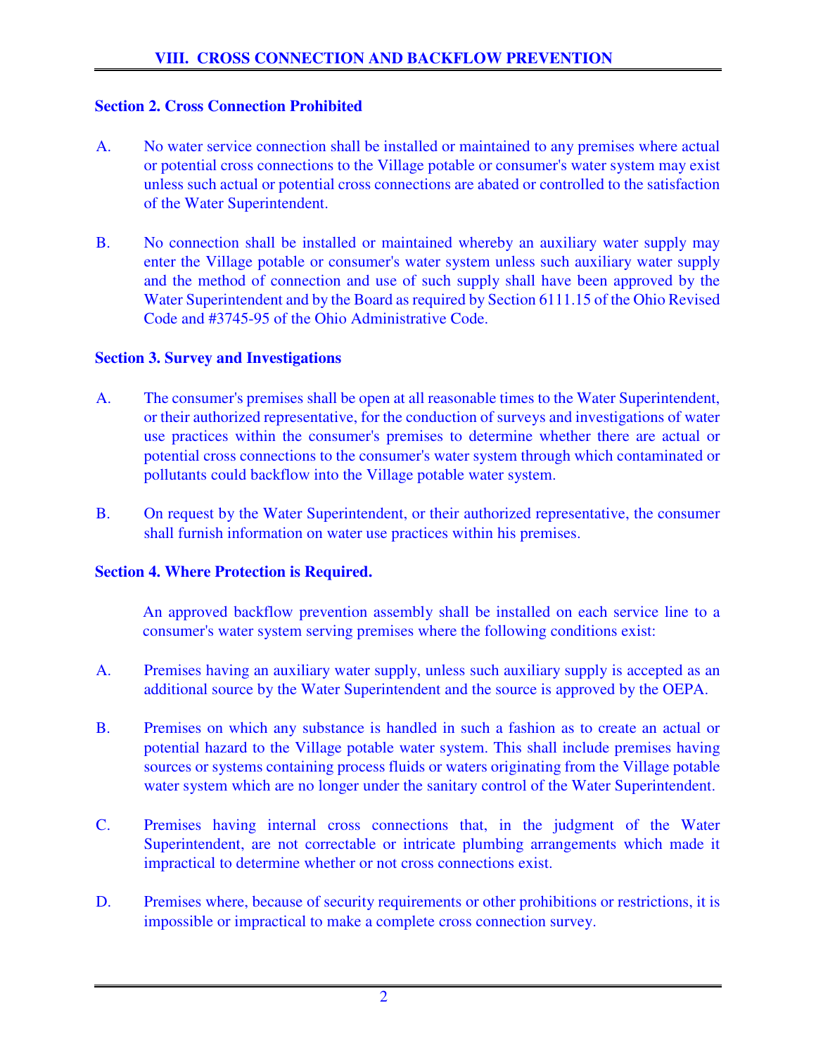## Section 2. Cross Connection Prohibited

A. No water service connection shall be installed or maintained to any premises where actual or potential cross connections to the Village potable or consumer's water system may exist unless such actual or potential cross connections are abated or controlled to the satisfaction of the Water Superintendent.

B. No connection shall be installed or maintained whereby an auxiliary water supply may enter the Village potable or consumer's water system unless such auxiliary water supply and the method of connection and use of such supply shall have been approved by the Water Superintendent and by the Board as required by Section 6111.15 of the Ohio Revised Code and #3745-95 of the Ohio Administrative Code.

## Section 3. Survey and Investigations

A. The consumer's premises shall be open at all reasonable times to the Water Superintendent, or their authorized representative, for the conduction of surveys and investigations of water use practices within the consumer's premises to determine whether there are actual or potential cross connections to the consumer's water system through which contaminated or pollutants could backflow into the Village potable water system.

B. On request by the Water Superintendent, or their authorized representative, the consumer shall furnish information on water use practices within his premises.

## Section 4. Where Protection is Required.

An approved backflow prevention assembly shall be installed on each service line to a consumer's water system serving premises where the following conditions exist:

A. Premises having an auxiliary water supply, unless such auxiliary supply is accepted as an additional source by the Water Superintendent and the source is approved by the OEPA.

B. Premises on which any substance is handled in such a fashion as to create an actual or potential hazard to the Village potable water system. This shall include premises having sources or systems containing process fluids or waters originating from the Village potable water system which are no longer under the sanitary control of the Water Superintendent.

C. Premises having internal cross connections that, in the judgment of the Water Superintendent, are not correctable or intricate plumbing arrangements which made it impractical to determine whether or not cross connections exist.

D. Premises where, because of security requirements or other prohibitions or restrictions, it is impossible or impractical to make a complete cross connection survey.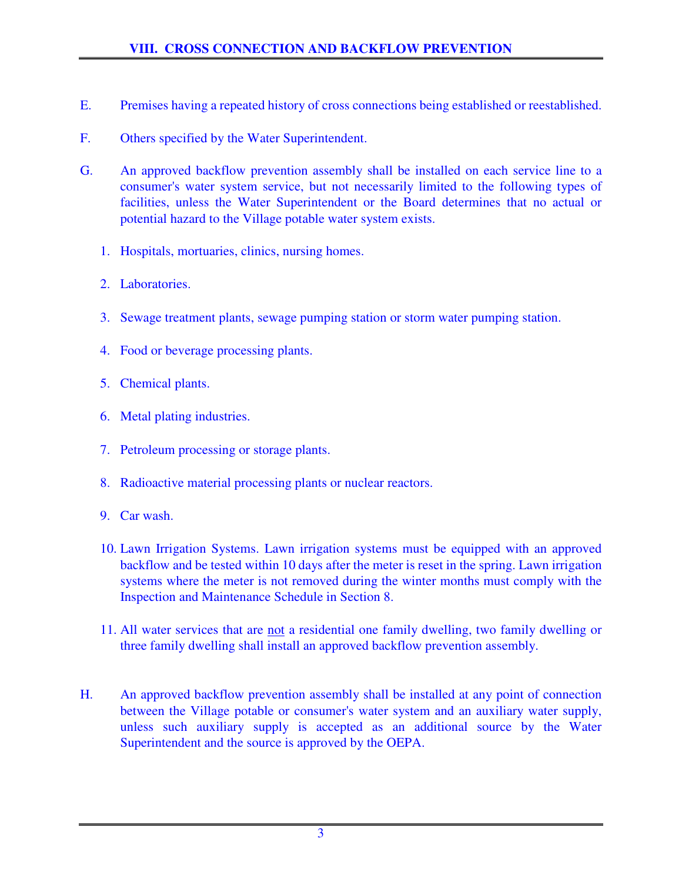E. Premises having a repeated history of cross connections being established or reestablished.

F. Others specified by the Water Superintendent.

G. An approved backflow prevention assembly shall be installed on each service line to a consumer's water system service, but not necessarily limited to the following types of facilities, unless the Water Superintendent or the Board determines that no actual or potential hazard to the Village potable water system exists.

1. Hospitals, mortuaries, clinics, nursing homes.
2. Laboratories.
3. Sewage treatment plants, sewage pumping station or storm water pumping station.
4. Food or beverage processing plants.
5. Chemical plants.
6. Metal plating industries.
7. Petroleum processing or storage plants.
8. Radioactive material processing plants or nuclear reactors.
9. Car wash.
10. Lawn Irrigation Systems. Lawn irrigation systems must be equipped with an approved backflow and be tested within 10 days after the meter is reset in the spring. Lawn irrigation systems where the meter is not removed during the winter months must comply with the Inspection and Maintenance Schedule in Section 8.
11. All water services that are not a residential one family dwelling, two family dwelling or three family dwelling shall install an approved backflow prevention assembly.

H. An approved backflow prevention assembly shall be installed at any point of connection between the Village potable or consumer's water system and an auxiliary water supply, unless such auxiliary supply is accepted as an additional source by the Water Superintendent and the source is approved by the OEPA.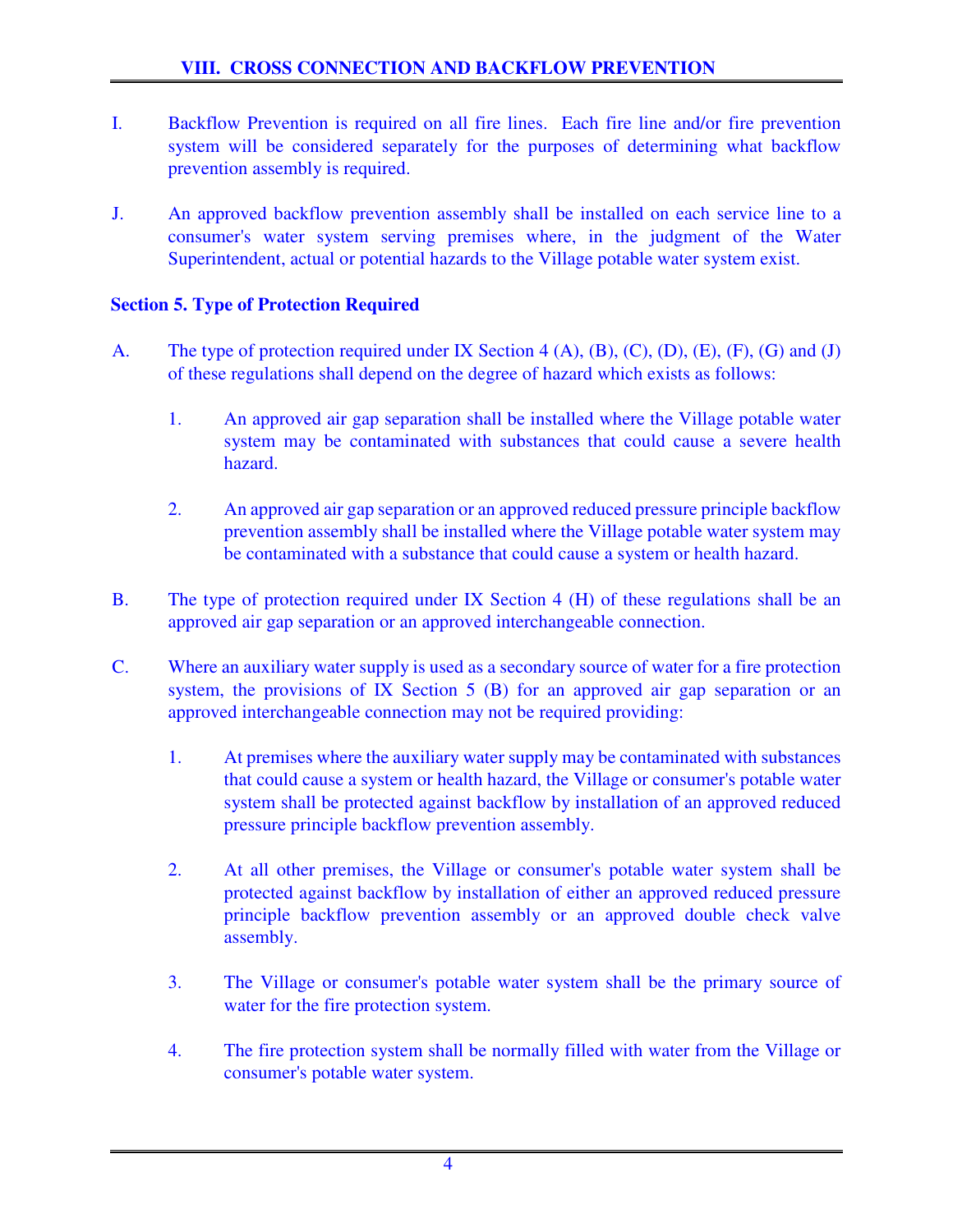I. Backflow Prevention is required on all fire lines. Each fire line and/or fire prevention system will be considered separately for the purposes of determining what backflow prevention assembly is required.

J. An approved backflow prevention assembly shall be installed on each service line to a consumer's water system serving premises where, in the judgment of the Water Superintendent, actual or potential hazards to the Village potable water system exist.

**Section 5. Type of Protection Required**

A. The type of protection required under IX Section 4 (A), (B), (C), (D), (E), (F), (G) and (J) of these regulations shall depend on the degree of hazard which exists as follows:

   1. An approved air gap separation shall be installed where the Village potable water system may be contaminated with substances that could cause a severe health hazard.

   2. An approved air gap separation or an approved reduced pressure principle backflow prevention assembly shall be installed where the Village potable water system may be contaminated with a substance that could cause a system or health hazard.

B. The type of protection required under IX Section 4 (H) of these regulations shall be an approved air gap separation or an approved interchangeable connection.

C. Where an auxiliary water supply is used as a secondary source of water for a fire protection system, the provisions of IX Section 5 (B) for an approved air gap separation or an approved interchangeable connection may not be required providing:

   1. At premises where the auxiliary water supply may be contaminated with substances that could cause a system or health hazard, the Village or consumer's potable water system shall be protected against backflow by installation of an approved reduced pressure principle backflow prevention assembly.

   2. At all other premises, the Village or consumer's potable water system shall be protected against backflow by installation of either an approved reduced pressure principle backflow prevention assembly or an approved double check valve assembly.

   3. The Village or consumer's potable water system shall be the primary source of water for the fire protection system.

   4. The fire protection system shall be normally filled with water from the Village or consumer's potable water system.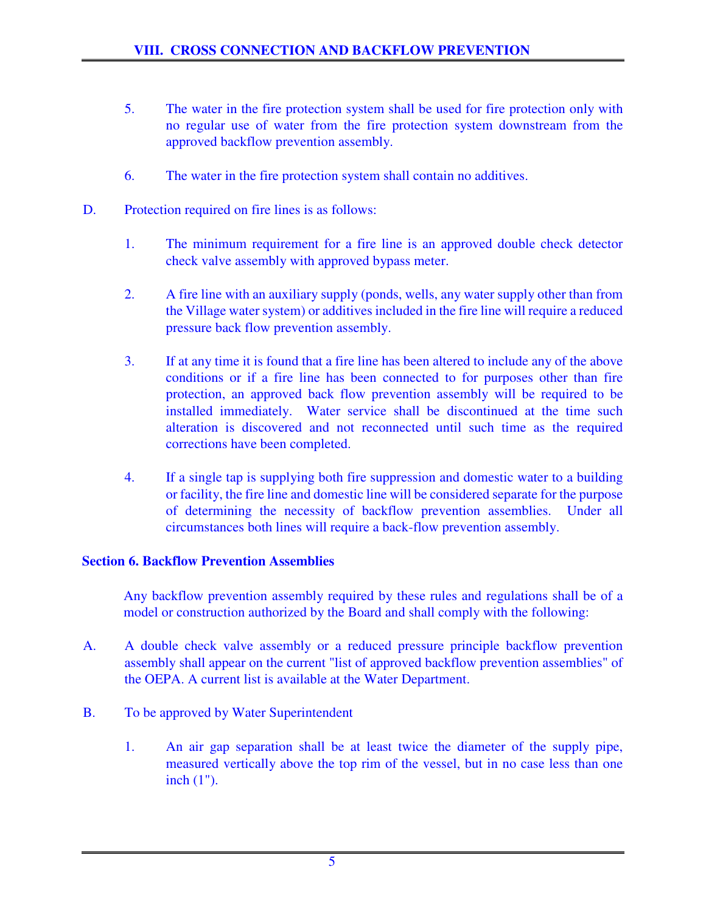5. The water in the fire protection system shall be used for fire protection only with no regular use of water from the fire protection system downstream from the approved backflow prevention assembly.

6. The water in the fire protection system shall contain no additives.

D. Protection required on fire lines is as follows:

   1. The minimum requirement for a fire line is an approved double check detector check valve assembly with approved bypass meter.

   2. A fire line with an auxiliary supply (ponds, wells, any water supply other than from the Village water system) or additives included in the fire line will require a reduced pressure back flow prevention assembly.

   3. If at any time it is found that a fire line has been altered to include any of the above conditions or if a fire line has been connected to for purposes other than fire protection, an approved back flow prevention assembly will be required to be installed immediately. Water service shall be discontinued at the time such alteration is discovered and not reconnected until such time as the required corrections have been completed.

   4. If a single tap is supplying both fire suppression and domestic water to a building or facility, the fire line and domestic line will be considered separate for the purpose of determining the necessity of backflow prevention assemblies. Under all circumstances both lines will require a back-flow prevention assembly.

**Section 6. Backflow Prevention Assemblies**

Any backflow prevention assembly required by these rules and regulations shall be of a model or construction authorized by the Board and shall comply with the following:

A. A double check valve assembly or a reduced pressure principle backflow prevention assembly shall appear on the current "list of approved backflow prevention assemblies" of the OEPA. A current list is available at the Water Department.

B. To be approved by Water Superintendent

   1. An air gap separation shall be at least twice the diameter of the supply pipe, measured vertically above the top rim of the vessel, but in no case less than one inch (1").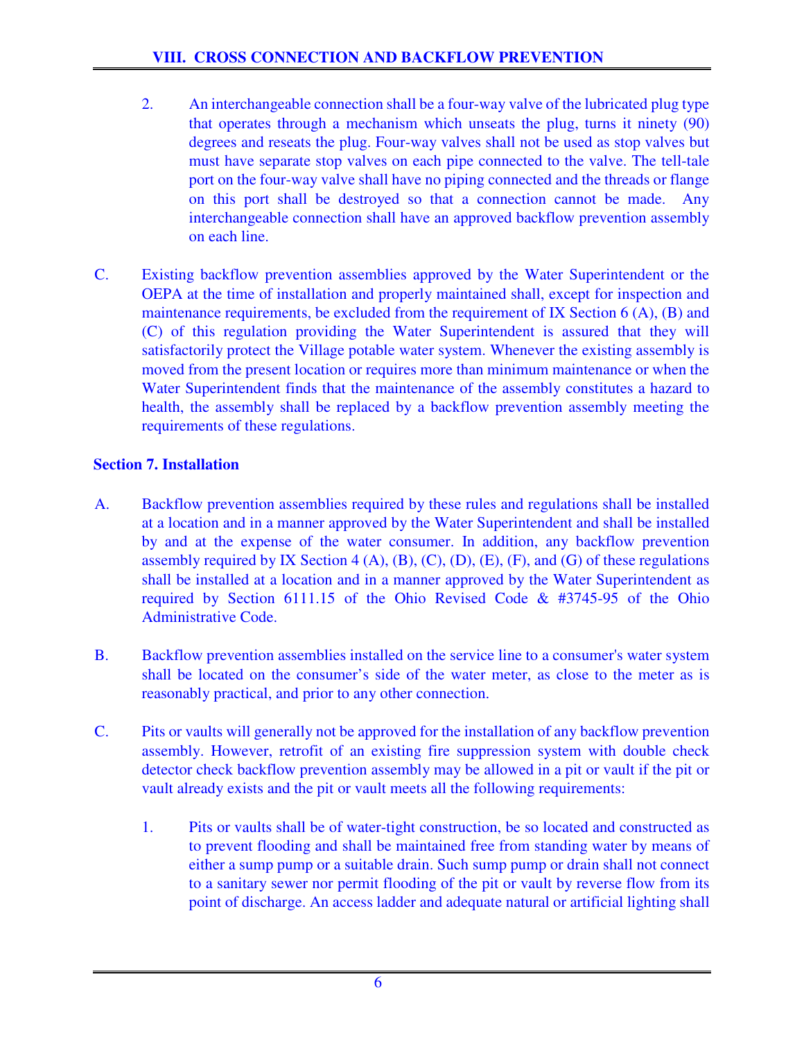2. An interchangeable connection shall be a four-way valve of the lubricated plug type that operates through a mechanism which unseats the plug, turns it ninety (90) degrees and reseats the plug. Four-way valves shall not be used as stop valves but must have separate stop valves on each pipe connected to the valve. The tell-tale port on the four-way valve shall have no piping connected and the threads or flange on this port shall be destroyed so that a connection cannot be made. Any interchangeable connection shall have an approved backflow prevention assembly on each line.

C. Existing backflow prevention assemblies approved by the Water Superintendent or the OEPA at the time of installation and properly maintained shall, except for inspection and maintenance requirements, be excluded from the requirement of IX Section 6 (A), (B) and (C) of this regulation providing the Water Superintendent is assured that they will satisfactorily protect the Village potable water system. Whenever the existing assembly is moved from the present location or requires more than minimum maintenance or when the Water Superintendent finds that the maintenance of the assembly constitutes a hazard to health, the assembly shall be replaced by a backflow prevention assembly meeting the requirements of these regulations.

### Section 7. Installation

A. Backflow prevention assemblies required by these rules and regulations shall be installed at a location and in a manner approved by the Water Superintendent and shall be installed by and at the expense of the water consumer. In addition, any backflow prevention assembly required by IX Section 4 (A), (B), (C), (D), (E), (F), and (G) of these regulations shall be installed at a location and in a manner approved by the Water Superintendent as required by Section 6111.15 of the Ohio Revised Code & #3745-95 of the Ohio Administrative Code.

B. Backflow prevention assemblies installed on the service line to a consumer's water system shall be located on the consumer's side of the water meter, as close to the meter as is reasonably practical, and prior to any other connection.

C. Pits or vaults will generally not be approved for the installation of any backflow prevention assembly. However, retrofit of an existing fire suppression system with double check detector check backflow prevention assembly may be allowed in a pit or vault if the pit or vault already exists and the pit or vault meets all the following requirements:

1. Pits or vaults shall be of water-tight construction, be so located and constructed as to prevent flooding and shall be maintained free from standing water by means of either a sump pump or a suitable drain. Such sump pump or drain shall not connect to a sanitary sewer nor permit flooding of the pit or vault by reverse flow from its point of discharge. An access ladder and adequate natural or artificial lighting shall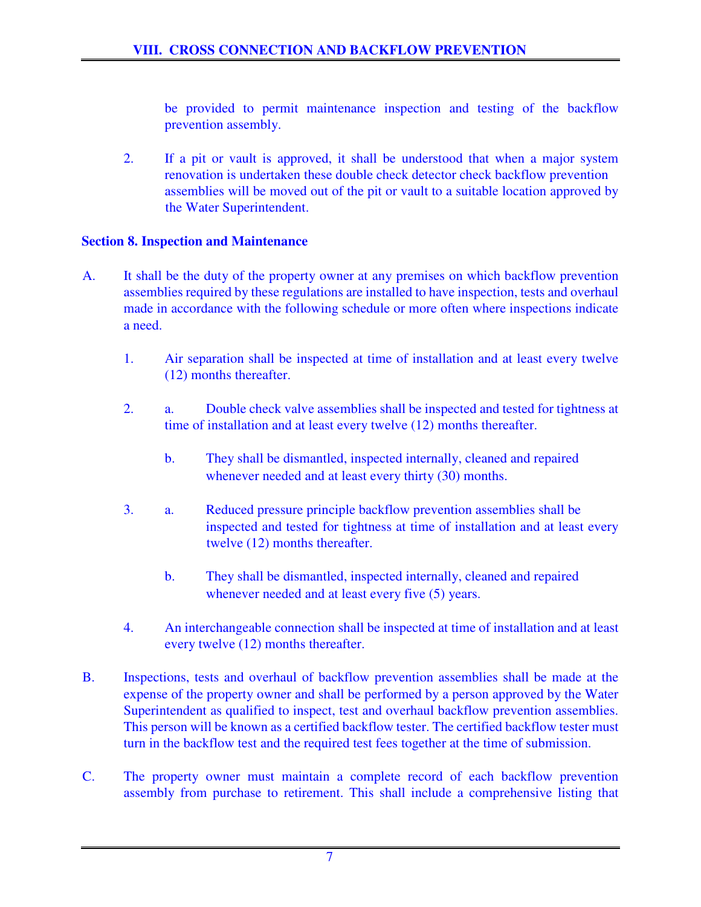be provided to permit maintenance inspection and testing of the backflow prevention assembly.

2. If a pit or vault is approved, it shall be understood that when a major system renovation is undertaken these double check detector check backflow prevention assemblies will be moved out of the pit or vault to a suitable location approved by the Water Superintendent.

**Section 8. Inspection and Maintenance**

A. It shall be the duty of the property owner at any premises on which backflow prevention assemblies required by these regulations are installed to have inspection, tests and overhaul made in accordance with the following schedule or more often where inspections indicate a need.

   1. Air separation shall be inspected at time of installation and at least every twelve (12) months thereafter.

   2. a. Double check valve assemblies shall be inspected and tested for tightness at time of installation and at least every twelve (12) months thereafter.

      b. They shall be dismantled, inspected internally, cleaned and repaired whenever needed and at least every thirty (30) months.

   3. a. Reduced pressure principle backflow prevention assemblies shall be inspected and tested for tightness at time of installation and at least every twelve (12) months thereafter.

      b. They shall be dismantled, inspected internally, cleaned and repaired whenever needed and at least every five (5) years.

   4. An interchangeable connection shall be inspected at time of installation and at least every twelve (12) months thereafter.

B. Inspections, tests and overhaul of backflow prevention assemblies shall be made at the expense of the property owner and shall be performed by a person approved by the Water Superintendent as qualified to inspect, test and overhaul backflow prevention assemblies. This person will be known as a certified backflow tester. The certified backflow tester must turn in the backflow test and the required test fees together at the time of submission.

C. The property owner must maintain a complete record of each backflow prevention assembly from purchase to retirement. This shall include a comprehensive listing that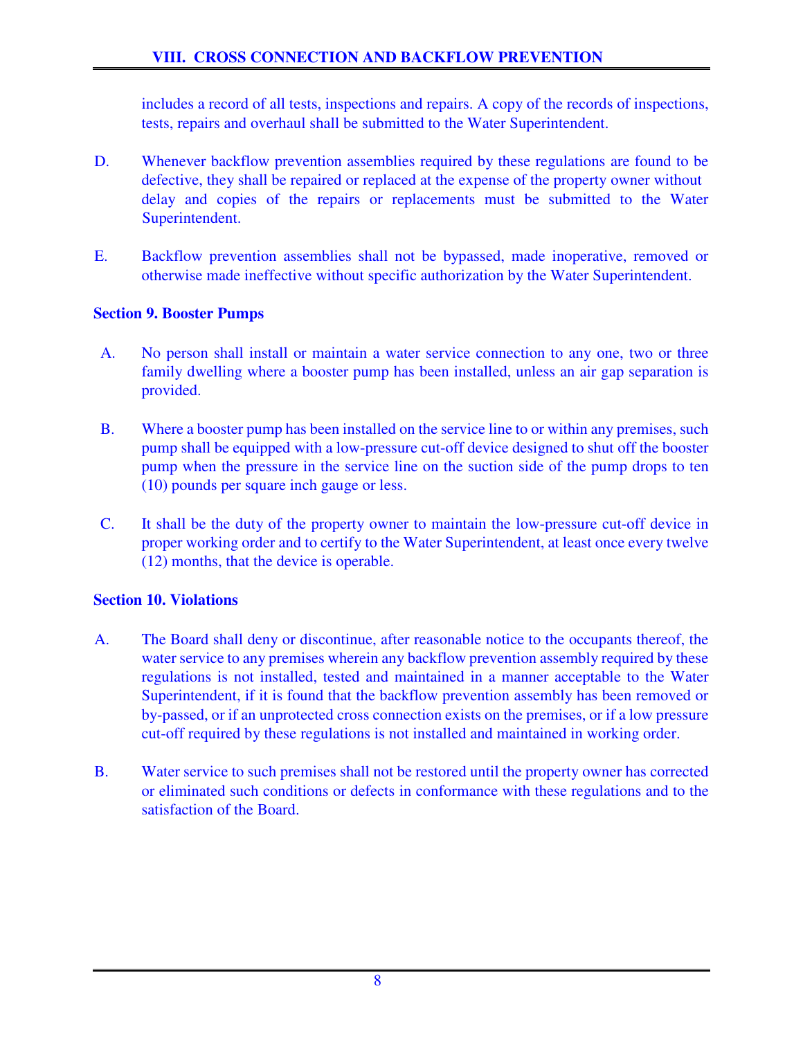includes a record of all tests, inspections and repairs. A copy of the records of inspections, tests, repairs and overhaul shall be submitted to the Water Superintendent.

D. Whenever backflow prevention assemblies required by these regulations are found to be defective, they shall be repaired or replaced at the expense of the property owner without delay and copies of the repairs or replacements must be submitted to the Water Superintendent.

E. Backflow prevention assemblies shall not be bypassed, made inoperative, removed or otherwise made ineffective without specific authorization by the Water Superintendent.

**Section 9. Booster Pumps**

A. No person shall install or maintain a water service connection to any one, two or three family dwelling where a booster pump has been installed, unless an air gap separation is provided.

B. Where a booster pump has been installed on the service line to or within any premises, such pump shall be equipped with a low-pressure cut-off device designed to shut off the booster pump when the pressure in the service line on the suction side of the pump drops to ten (10) pounds per square inch gauge or less.

C. It shall be the duty of the property owner to maintain the low-pressure cut-off device in proper working order and to certify to the Water Superintendent, at least once every twelve (12) months, that the device is operable.

**Section 10. Violations**

A. The Board shall deny or discontinue, after reasonable notice to the occupants thereof, the water service to any premises wherein any backflow prevention assembly required by these regulations is not installed, tested and maintained in a manner acceptable to the Water Superintendent, if it is found that the backflow prevention assembly has been removed or by-passed, or if an unprotected cross connection exists on the premises, or if a low pressure cut-off required by these regulations is not installed and maintained in working order.

B. Water service to such premises shall not be restored until the property owner has corrected or eliminated such conditions or defects in conformance with these regulations and to the satisfaction of the Board.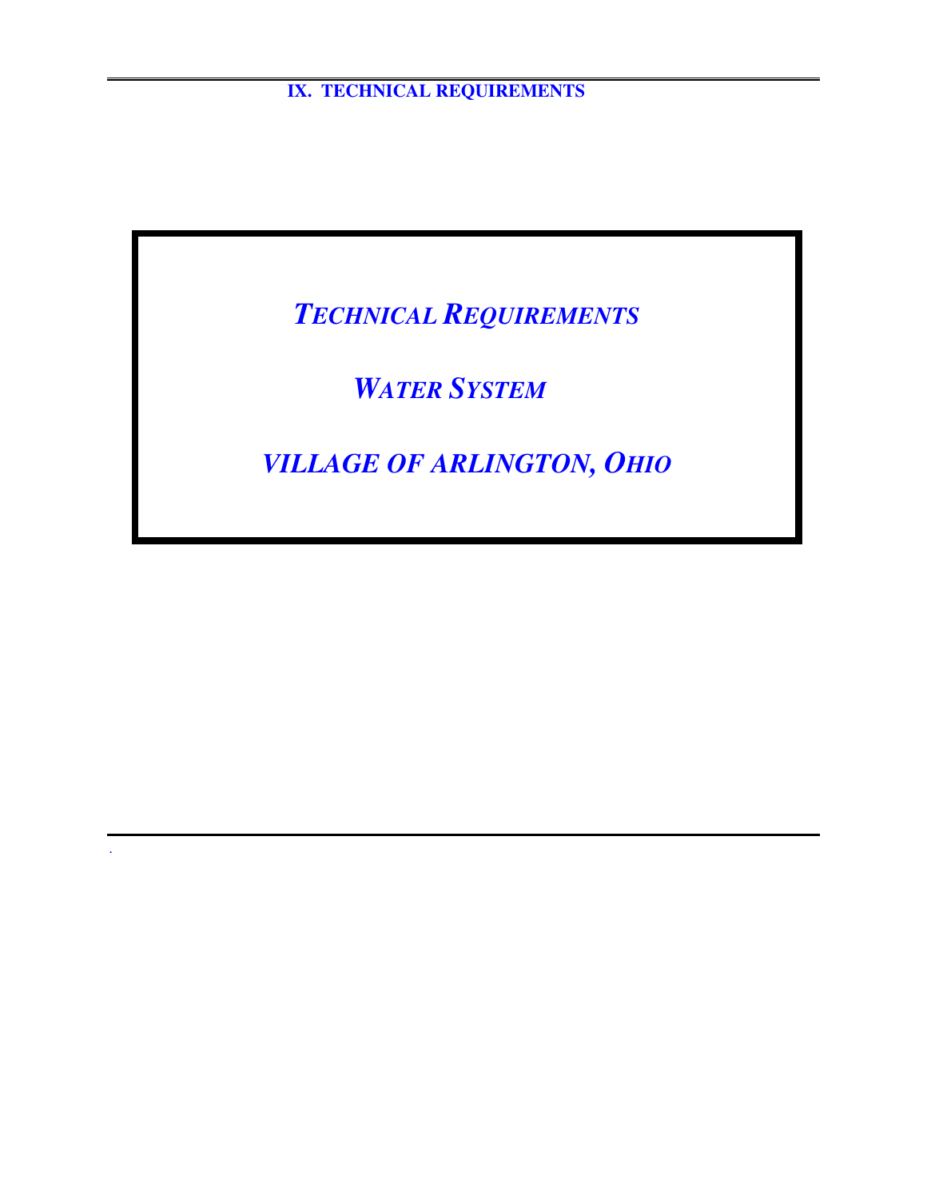# IX. TECHNICAL REQUIREMENTS

***TECHNICAL REQUIREMENTS***

***WATER SYSTEM***

***VILLAGE OF ARLINGTON, OHIO***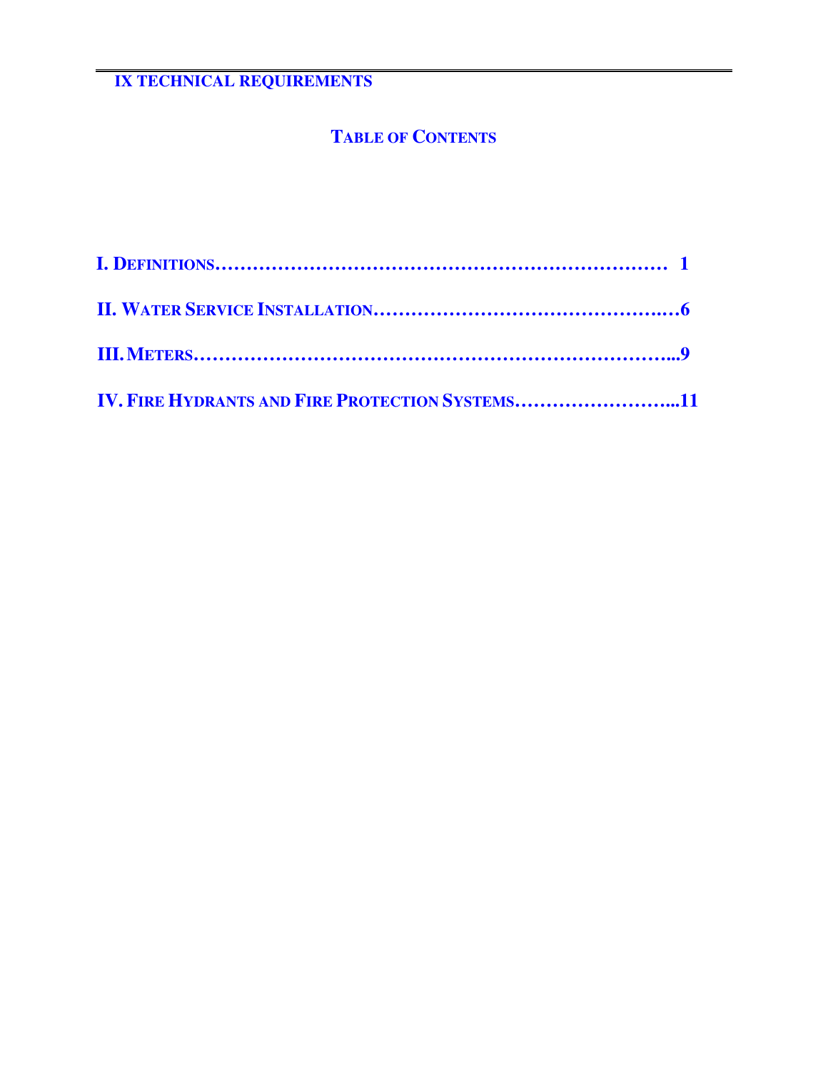# IX TECHNICAL REQUIREMENTS

## TABLE OF CONTENTS

**I. DEFINITIONS……………………………………………………………… 1**

**II. WATER SERVICE INSTALLATION………………………………………..…6**

**III. METERS…………………………………………………………………...9**

**IV. FIRE HYDRANTS AND FIRE PROTECTION SYSTEMS……………………...11**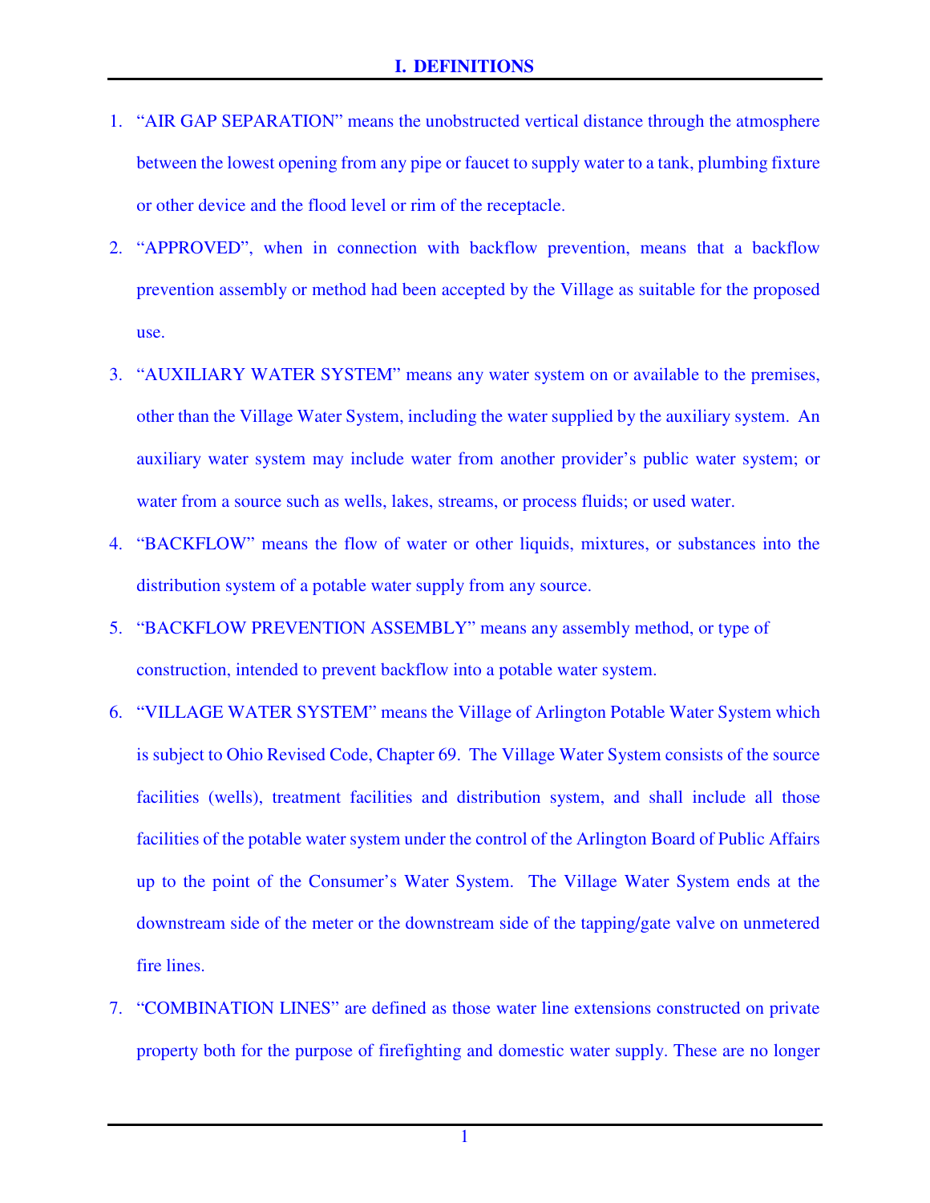# I. DEFINITIONS

1. "AIR GAP SEPARATION" means the unobstructed vertical distance through the atmosphere between the lowest opening from any pipe or faucet to supply water to a tank, plumbing fixture or other device and the flood level or rim of the receptacle.

2. "APPROVED", when in connection with backflow prevention, means that a backflow prevention assembly or method had been accepted by the Village as suitable for the proposed use.

3. "AUXILIARY WATER SYSTEM" means any water system on or available to the premises, other than the Village Water System, including the water supplied by the auxiliary system. An auxiliary water system may include water from another provider's public water system; or water from a source such as wells, lakes, streams, or process fluids; or used water.

4. "BACKFLOW" means the flow of water or other liquids, mixtures, or substances into the distribution system of a potable water supply from any source.

5. "BACKFLOW PREVENTION ASSEMBLY" means any assembly method, or type of construction, intended to prevent backflow into a potable water system.

6. "VILLAGE WATER SYSTEM" means the Village of Arlington Potable Water System which is subject to Ohio Revised Code, Chapter 69. The Village Water System consists of the source facilities (wells), treatment facilities and distribution system, and shall include all those facilities of the potable water system under the control of the Arlington Board of Public Affairs up to the point of the Consumer's Water System. The Village Water System ends at the downstream side of the meter or the downstream side of the tapping/gate valve on unmetered fire lines.

7. "COMBINATION LINES" are defined as those water line extensions constructed on private property both for the purpose of firefighting and domestic water supply. These are no longer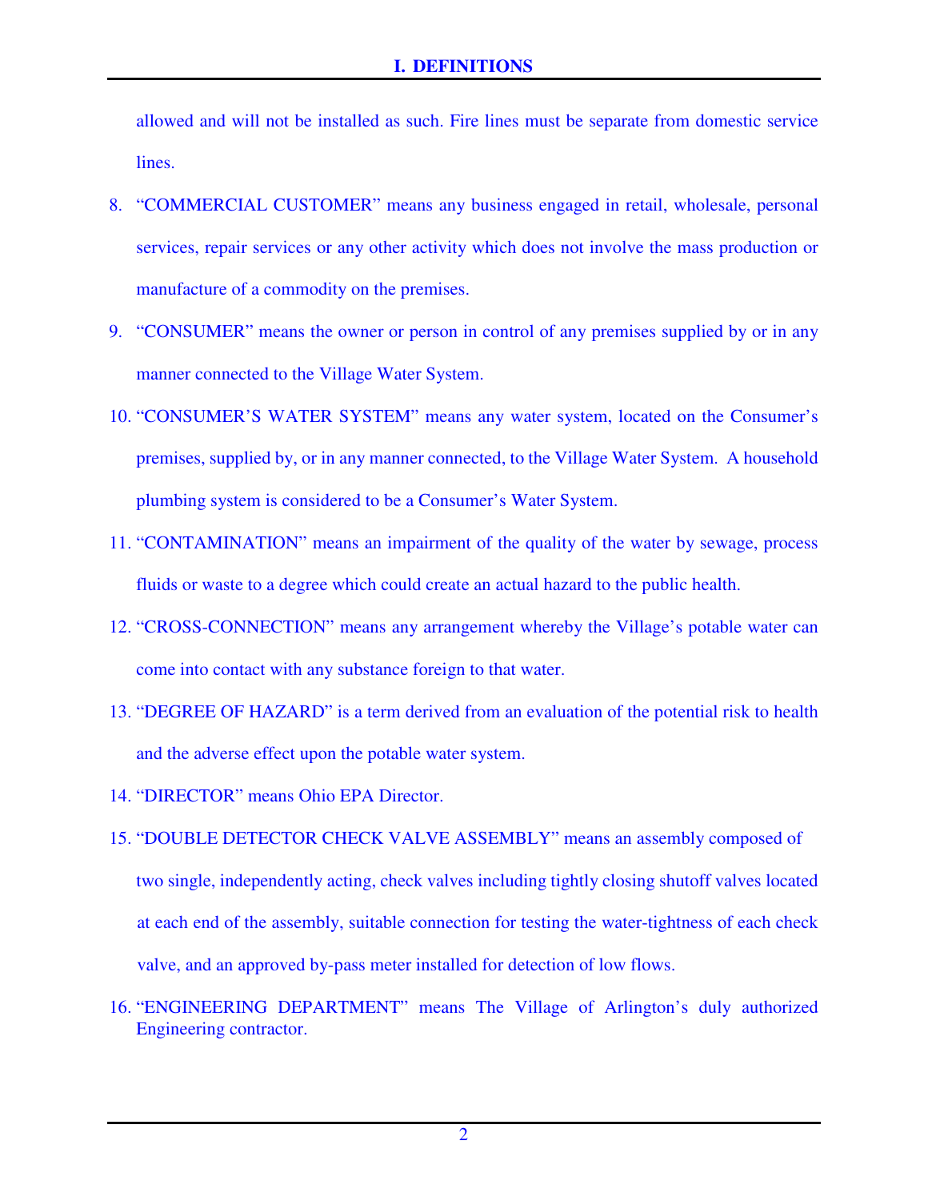allowed and will not be installed as such. Fire lines must be separate from domestic service lines.

8. "COMMERCIAL CUSTOMER" means any business engaged in retail, wholesale, personal services, repair services or any other activity which does not involve the mass production or manufacture of a commodity on the premises.

9. "CONSUMER" means the owner or person in control of any premises supplied by or in any manner connected to the Village Water System.

10. "CONSUMER'S WATER SYSTEM" means any water system, located on the Consumer's premises, supplied by, or in any manner connected, to the Village Water System. A household plumbing system is considered to be a Consumer's Water System.

11. "CONTAMINATION" means an impairment of the quality of the water by sewage, process fluids or waste to a degree which could create an actual hazard to the public health.

12. "CROSS-CONNECTION" means any arrangement whereby the Village's potable water can come into contact with any substance foreign to that water.

13. "DEGREE OF HAZARD" is a term derived from an evaluation of the potential risk to health and the adverse effect upon the potable water system.

14. "DIRECTOR" means Ohio EPA Director.

15. "DOUBLE DETECTOR CHECK VALVE ASSEMBLY" means an assembly composed of two single, independently acting, check valves including tightly closing shutoff valves located at each end of the assembly, suitable connection for testing the water-tightness of each check valve, and an approved by-pass meter installed for detection of low flows.

16. "ENGINEERING DEPARTMENT" means The Village of Arlington's duly authorized Engineering contractor.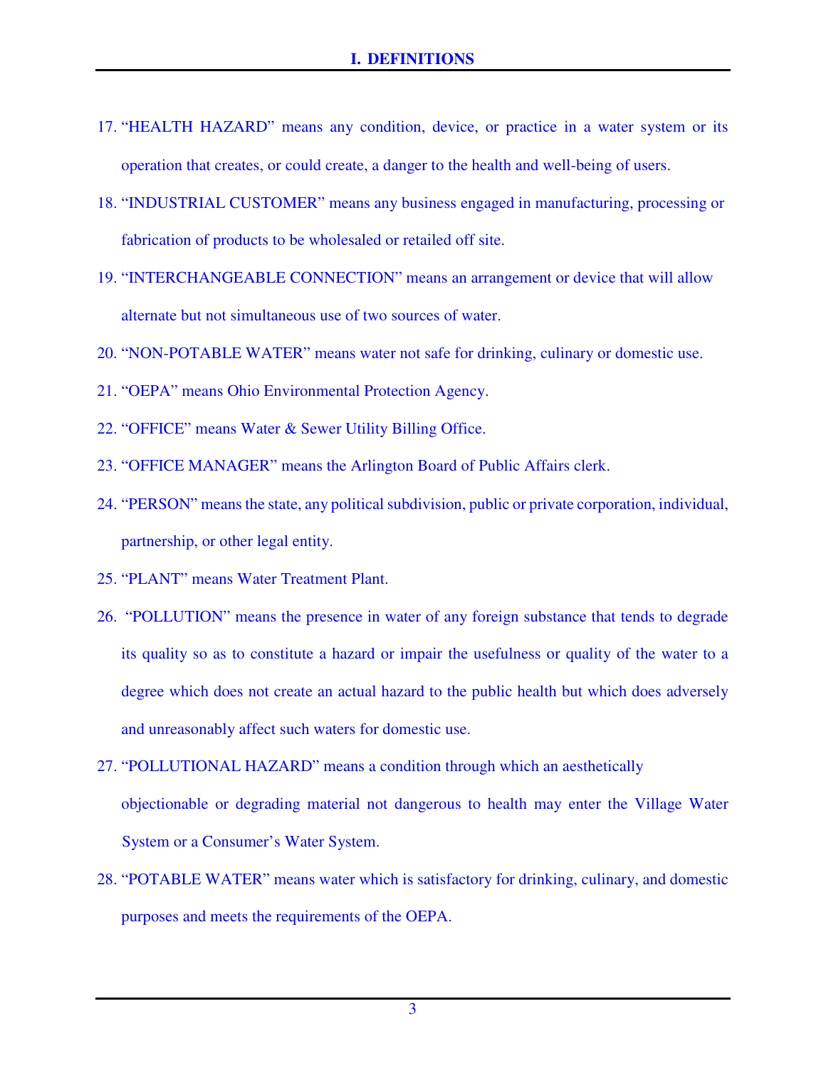# I. DEFINITIONS

17. "HEALTH HAZARD" means any condition, device, or practice in a water system or its operation that creates, or could create, a danger to the health and well-being of users.
18. "INDUSTRIAL CUSTOMER" means any business engaged in manufacturing, processing or fabrication of products to be wholesaled or retailed off site.
19. "INTERCHANGEABLE CONNECTION" means an arrangement or device that will allow alternate but not simultaneous use of two sources of water.
20. "NON-POTABLE WATER" means water not safe for drinking, culinary or domestic use.
21. "OEPA" means Ohio Environmental Protection Agency.
22. "OFFICE" means Water & Sewer Utility Billing Office.
23. "OFFICE MANAGER" means the Arlington Board of Public Affairs clerk.
24. "PERSON" means the state, any political subdivision, public or private corporation, individual, partnership, or other legal entity.
25. "PLANT" means Water Treatment Plant.
26. "POLLUTION" means the presence in water of any foreign substance that tends to degrade its quality so as to constitute a hazard or impair the usefulness or quality of the water to a degree which does not create an actual hazard to the public health but which does adversely and unreasonably affect such waters for domestic use.
27. "POLLUTIONAL HAZARD" means a condition through which an aesthetically objectionable or degrading material not dangerous to health may enter the Village Water System or a Consumer's Water System.
28. "POTABLE WATER" means water which is satisfactory for drinking, culinary, and domestic purposes and meets the requirements of the OEPA.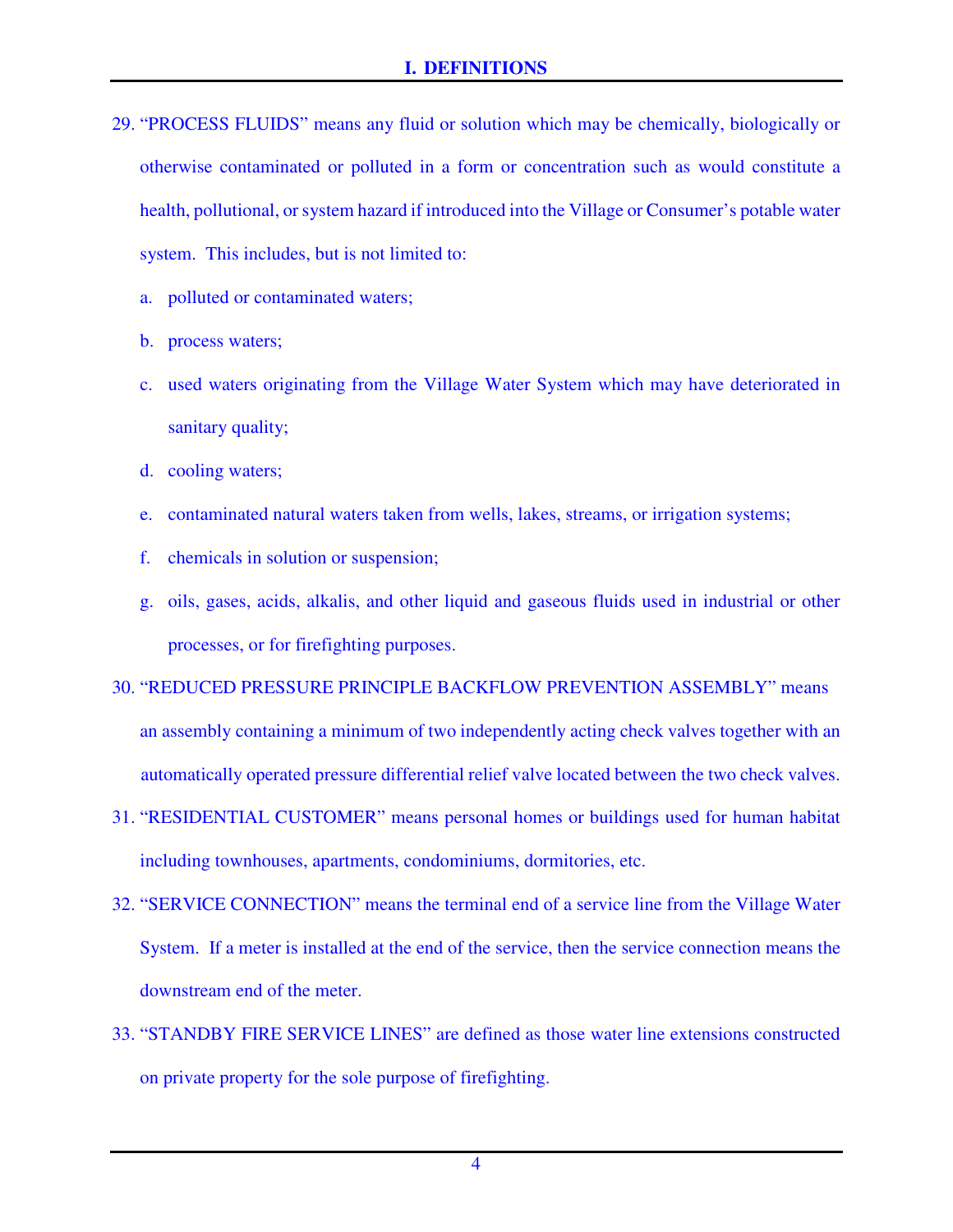## I. DEFINITIONS

29. "PROCESS FLUIDS" means any fluid or solution which may be chemically, biologically or otherwise contaminated or polluted in a form or concentration such as would constitute a health, pollutional, or system hazard if introduced into the Village or Consumer's potable water system. This includes, but is not limited to:

    a. polluted or contaminated waters;

    b. process waters;

    c. used waters originating from the Village Water System which may have deteriorated in sanitary quality;

    d. cooling waters;

    e. contaminated natural waters taken from wells, lakes, streams, or irrigation systems;

    f. chemicals in solution or suspension;

    g. oils, gases, acids, alkalis, and other liquid and gaseous fluids used in industrial or other processes, or for firefighting purposes.

30. "REDUCED PRESSURE PRINCIPLE BACKFLOW PREVENTION ASSEMBLY" means an assembly containing a minimum of two independently acting check valves together with an automatically operated pressure differential relief valve located between the two check valves.

31. "RESIDENTIAL CUSTOMER" means personal homes or buildings used for human habitat including townhouses, apartments, condominiums, dormitories, etc.

32. "SERVICE CONNECTION" means the terminal end of a service line from the Village Water System. If a meter is installed at the end of the service, then the service connection means the downstream end of the meter.

33. "STANDBY FIRE SERVICE LINES" are defined as those water line extensions constructed on private property for the sole purpose of firefighting.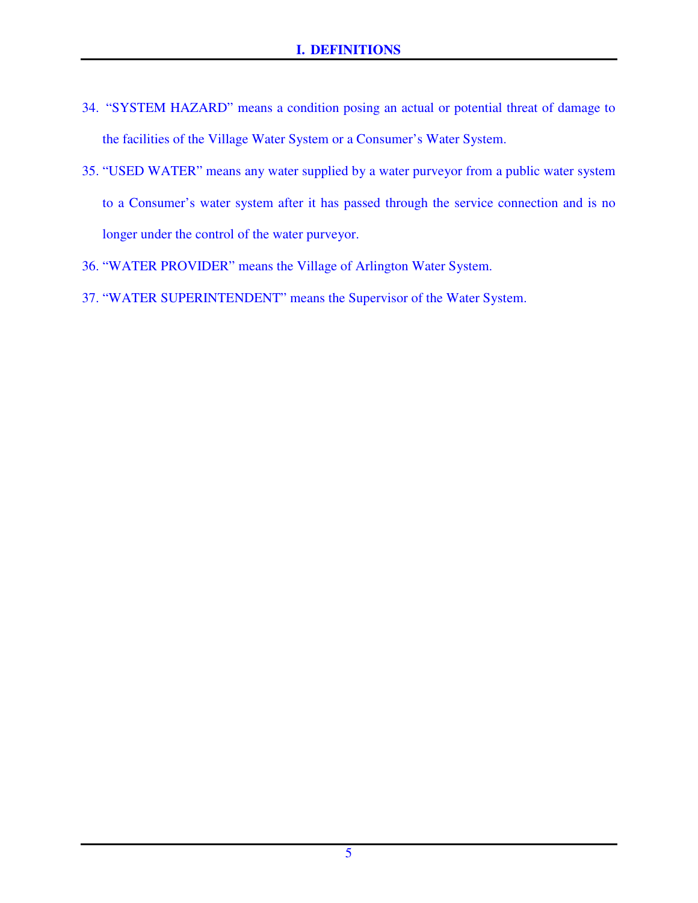34. “SYSTEM HAZARD” means a condition posing an actual or potential threat of damage to the facilities of the Village Water System or a Consumer’s Water System.

35. “USED WATER” means any water supplied by a water purveyor from a public water system to a Consumer’s water system after it has passed through the service connection and is no longer under the control of the water purveyor.

36. “WATER PROVIDER” means the Village of Arlington Water System.

37. “WATER SUPERINTENDENT” means the Supervisor of the Water System.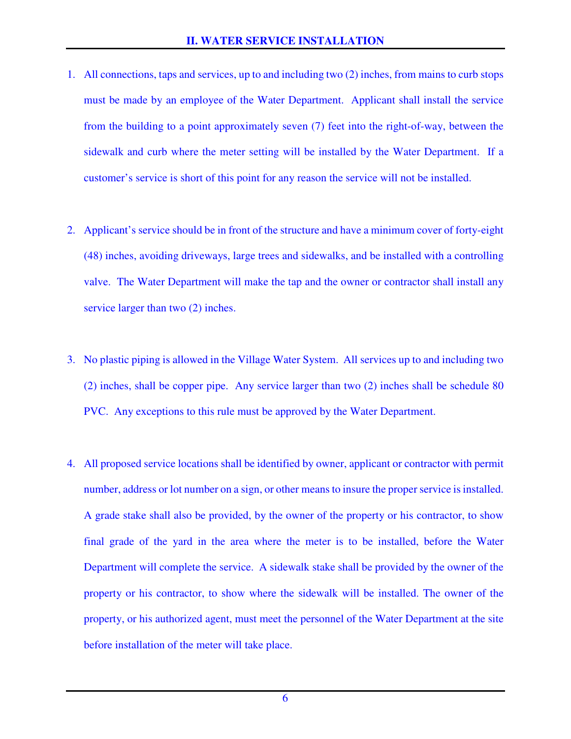## II. WATER SERVICE INSTALLATION

1. All connections, taps and services, up to and including two (2) inches, from mains to curb stops must be made by an employee of the Water Department. Applicant shall install the service from the building to a point approximately seven (7) feet into the right-of-way, between the sidewalk and curb where the meter setting will be installed by the Water Department. If a customer's service is short of this point for any reason the service will not be installed.

2. Applicant's service should be in front of the structure and have a minimum cover of forty-eight (48) inches, avoiding driveways, large trees and sidewalks, and be installed with a controlling valve. The Water Department will make the tap and the owner or contractor shall install any service larger than two (2) inches.

3. No plastic piping is allowed in the Village Water System. All services up to and including two (2) inches, shall be copper pipe. Any service larger than two (2) inches shall be schedule 80 PVC. Any exceptions to this rule must be approved by the Water Department.

4. All proposed service locations shall be identified by owner, applicant or contractor with permit number, address or lot number on a sign, or other means to insure the proper service is installed. A grade stake shall also be provided, by the owner of the property or his contractor, to show final grade of the yard in the area where the meter is to be installed, before the Water Department will complete the service. A sidewalk stake shall be provided by the owner of the property or his contractor, to show where the sidewalk will be installed. The owner of the property, or his authorized agent, must meet the personnel of the Water Department at the site before installation of the meter will take place.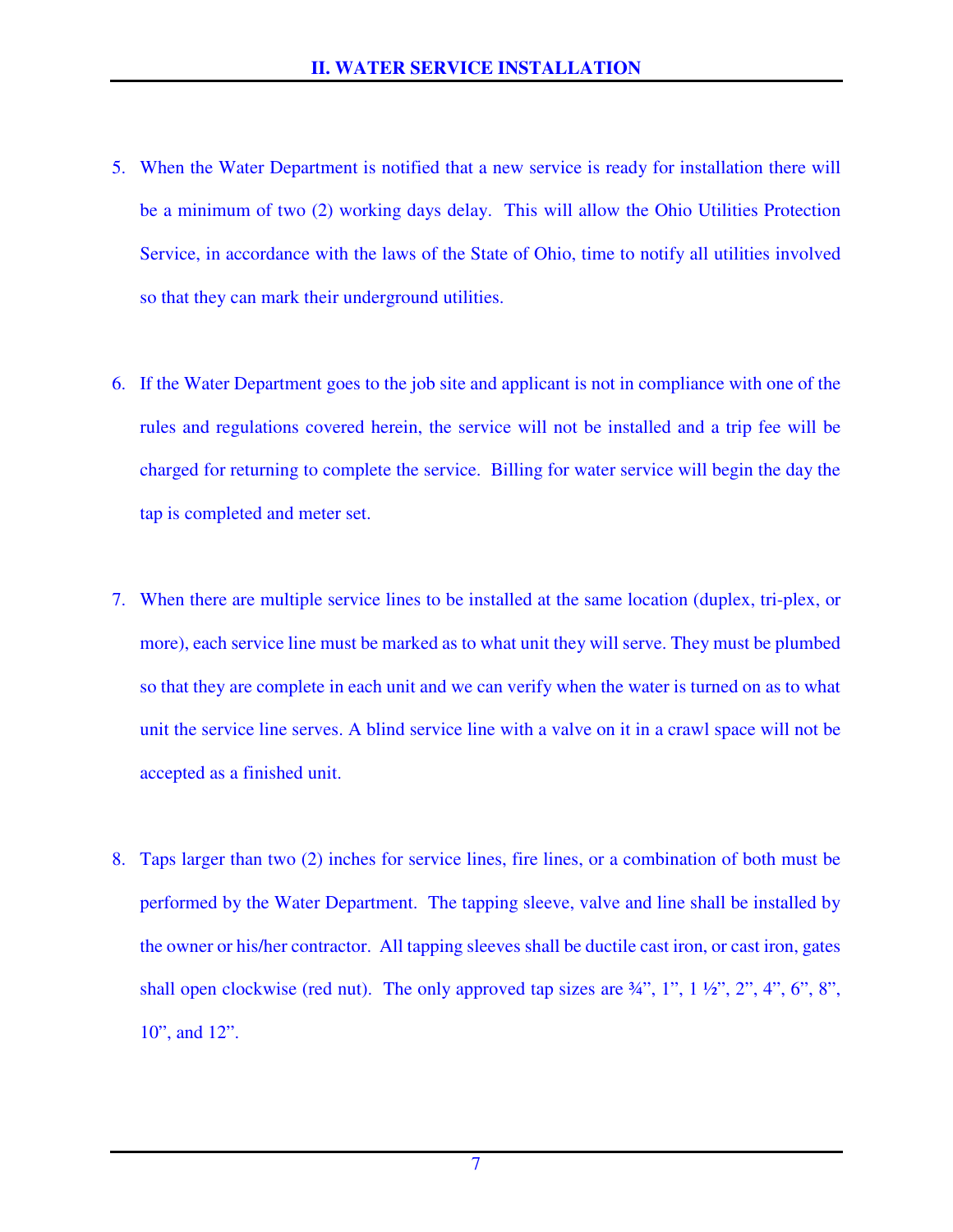## II. WATER SERVICE INSTALLATION

5. When the Water Department is notified that a new service is ready for installation there will be a minimum of two (2) working days delay. This will allow the Ohio Utilities Protection Service, in accordance with the laws of the State of Ohio, time to notify all utilities involved so that they can mark their underground utilities.

6. If the Water Department goes to the job site and applicant is not in compliance with one of the rules and regulations covered herein, the service will not be installed and a trip fee will be charged for returning to complete the service. Billing for water service will begin the day the tap is completed and meter set.

7. When there are multiple service lines to be installed at the same location (duplex, tri-plex, or more), each service line must be marked as to what unit they will serve. They must be plumbed so that they are complete in each unit and we can verify when the water is turned on as to what unit the service line serves. A blind service line with a valve on it in a crawl space will not be accepted as a finished unit.

8. Taps larger than two (2) inches for service lines, fire lines, or a combination of both must be performed by the Water Department. The tapping sleeve, valve and line shall be installed by the owner or his/her contractor. All tapping sleeves shall be ductile cast iron, or cast iron, gates shall open clockwise (red nut). The only approved tap sizes are ¾”, 1”, 1 ½”, 2”, 4”, 6”, 8”, 10”, and 12”.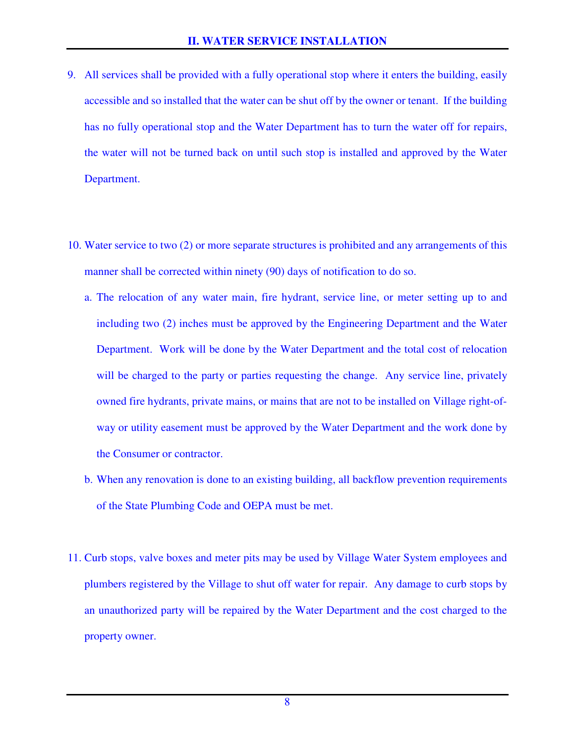## II. WATER SERVICE INSTALLATION

9. All services shall be provided with a fully operational stop where it enters the building, easily accessible and so installed that the water can be shut off by the owner or tenant. If the building has no fully operational stop and the Water Department has to turn the water off for repairs, the water will not be turned back on until such stop is installed and approved by the Water Department.

10. Water service to two (2) or more separate structures is prohibited and any arrangements of this manner shall be corrected within ninety (90) days of notification to do so.
    a. The relocation of any water main, fire hydrant, service line, or meter setting up to and including two (2) inches must be approved by the Engineering Department and the Water Department. Work will be done by the Water Department and the total cost of relocation will be charged to the party or parties requesting the change. Any service line, privately owned fire hydrants, private mains, or mains that are not to be installed on Village right-of-way or utility easement must be approved by the Water Department and the work done by the Consumer or contractor.
    b. When any renovation is done to an existing building, all backflow prevention requirements of the State Plumbing Code and OEPA must be met.

11. Curb stops, valve boxes and meter pits may be used by Village Water System employees and plumbers registered by the Village to shut off water for repair. Any damage to curb stops by an unauthorized party will be repaired by the Water Department and the cost charged to the property owner.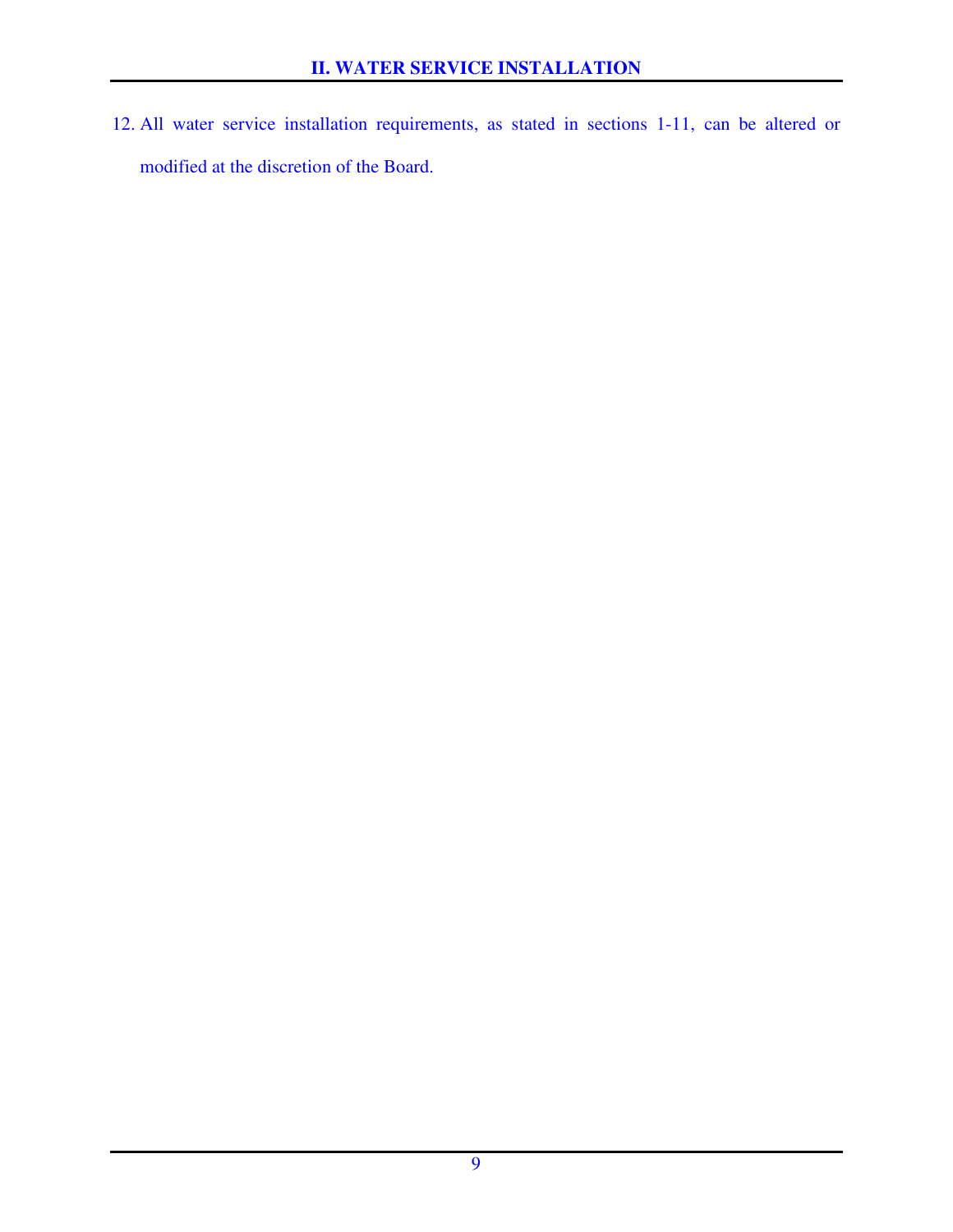## II. WATER SERVICE INSTALLATION

12. All water service installation requirements, as stated in sections 1-11, can be altered or modified at the discretion of the Board.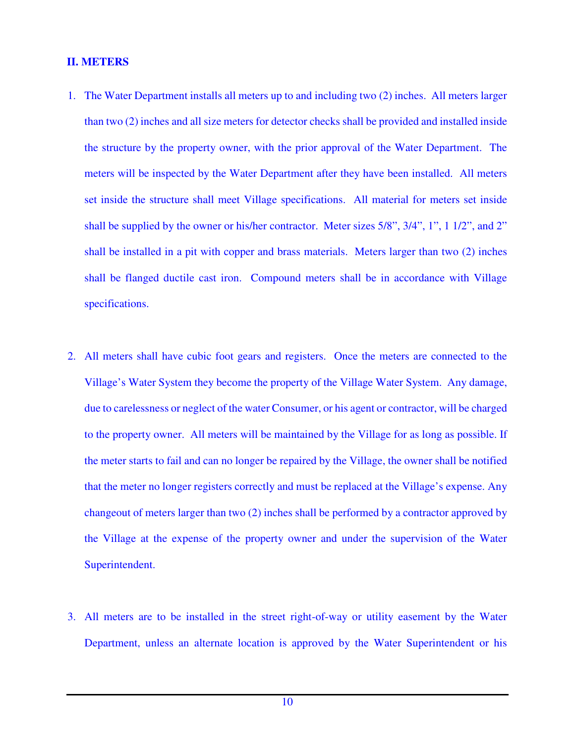## II. METERS

1. The Water Department installs all meters up to and including two (2) inches. All meters larger than two (2) inches and all size meters for detector checks shall be provided and installed inside the structure by the property owner, with the prior approval of the Water Department. The meters will be inspected by the Water Department after they have been installed. All meters set inside the structure shall meet Village specifications. All material for meters set inside shall be supplied by the owner or his/her contractor. Meter sizes 5/8", 3/4", 1", 1 1/2", and 2" shall be installed in a pit with copper and brass materials. Meters larger than two (2) inches shall be flanged ductile cast iron. Compound meters shall be in accordance with Village specifications.

2. All meters shall have cubic foot gears and registers. Once the meters are connected to the Village's Water System they become the property of the Village Water System. Any damage, due to carelessness or neglect of the water Consumer, or his agent or contractor, will be charged to the property owner. All meters will be maintained by the Village for as long as possible. If the meter starts to fail and can no longer be repaired by the Village, the owner shall be notified that the meter no longer registers correctly and must be replaced at the Village's expense. Any changeout of meters larger than two (2) inches shall be performed by a contractor approved by the Village at the expense of the property owner and under the supervision of the Water Superintendent.

3. All meters are to be installed in the street right-of-way or utility easement by the Water Department, unless an alternate location is approved by the Water Superintendent or his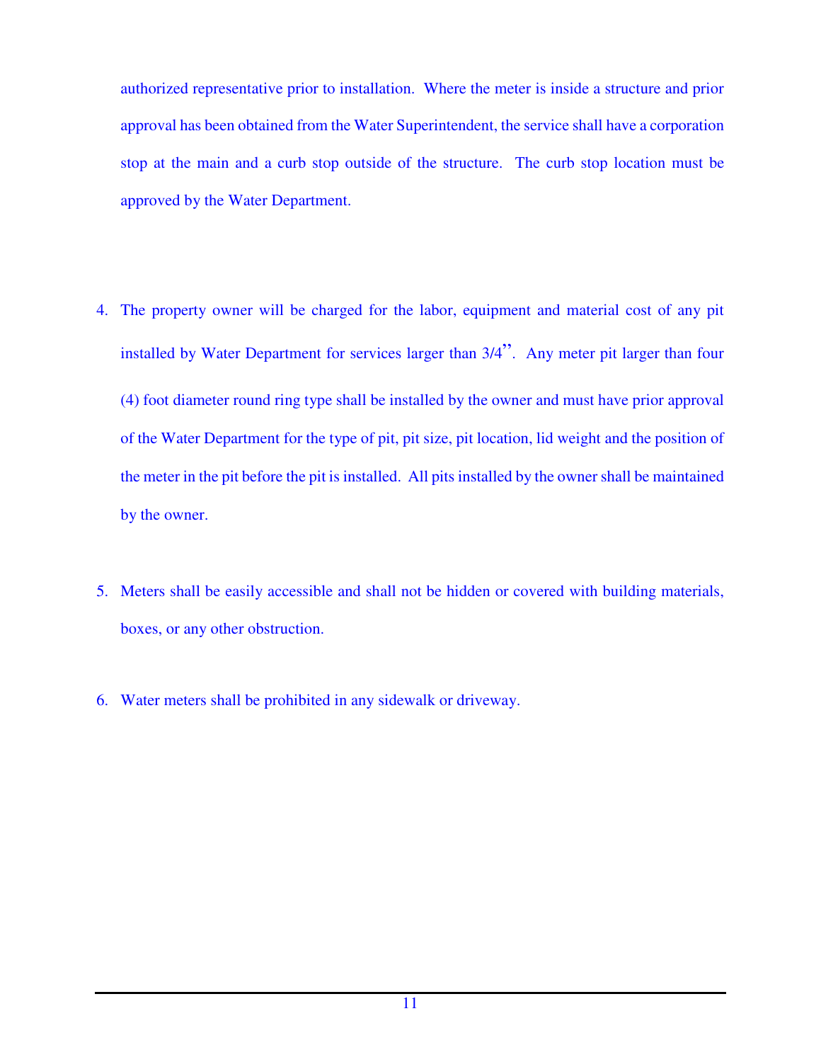authorized representative prior to installation. Where the meter is inside a structure and prior approval has been obtained from the Water Superintendent, the service shall have a corporation stop at the main and a curb stop outside of the structure. The curb stop location must be approved by the Water Department.

4. The property owner will be charged for the labor, equipment and material cost of any pit installed by Water Department for services larger than 3/4". Any meter pit larger than four (4) foot diameter round ring type shall be installed by the owner and must have prior approval of the Water Department for the type of pit, pit size, pit location, lid weight and the position of the meter in the pit before the pit is installed. All pits installed by the owner shall be maintained by the owner.

5. Meters shall be easily accessible and shall not be hidden or covered with building materials, boxes, or any other obstruction.

6. Water meters shall be prohibited in any sidewalk or driveway.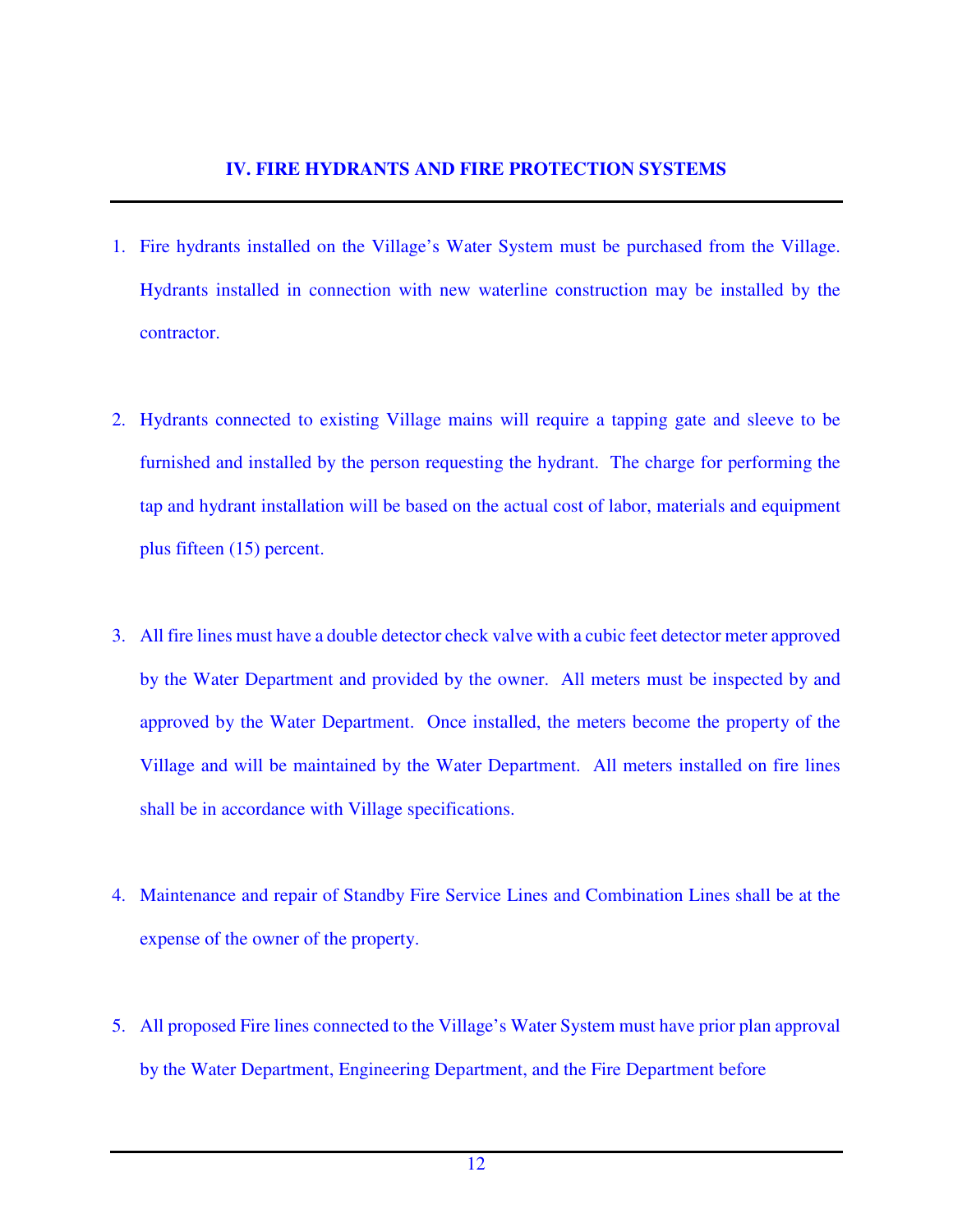## IV. FIRE HYDRANTS AND FIRE PROTECTION SYSTEMS

1. Fire hydrants installed on the Village's Water System must be purchased from the Village. Hydrants installed in connection with new waterline construction may be installed by the contractor.

2. Hydrants connected to existing Village mains will require a tapping gate and sleeve to be furnished and installed by the person requesting the hydrant. The charge for performing the tap and hydrant installation will be based on the actual cost of labor, materials and equipment plus fifteen (15) percent.

3. All fire lines must have a double detector check valve with a cubic feet detector meter approved by the Water Department and provided by the owner. All meters must be inspected by and approved by the Water Department. Once installed, the meters become the property of the Village and will be maintained by the Water Department. All meters installed on fire lines shall be in accordance with Village specifications.

4. Maintenance and repair of Standby Fire Service Lines and Combination Lines shall be at the expense of the owner of the property.

5. All proposed Fire lines connected to the Village's Water System must have prior plan approval by the Water Department, Engineering Department, and the Fire Department before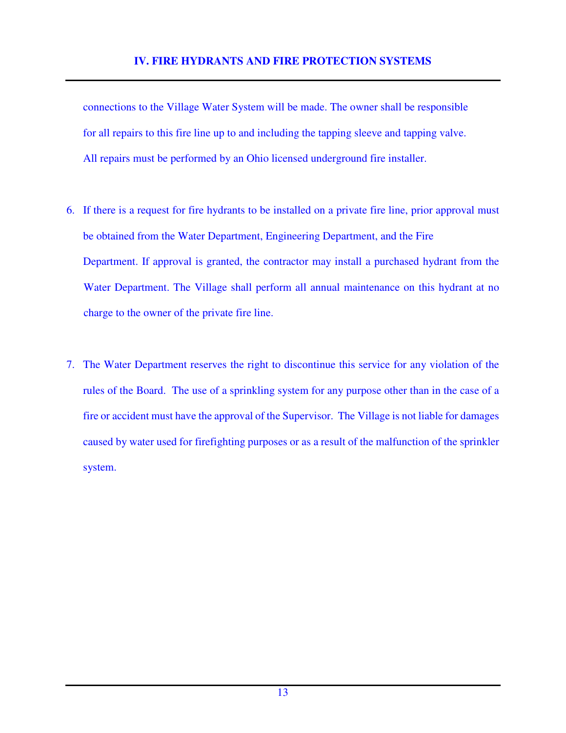connections to the Village Water System will be made. The owner shall be responsible for all repairs to this fire line up to and including the tapping sleeve and tapping valve. All repairs must be performed by an Ohio licensed underground fire installer.

6. If there is a request for fire hydrants to be installed on a private fire line, prior approval must be obtained from the Water Department, Engineering Department, and the Fire Department. If approval is granted, the contractor may install a purchased hydrant from the Water Department. The Village shall perform all annual maintenance on this hydrant at no charge to the owner of the private fire line.

7. The Water Department reserves the right to discontinue this service for any violation of the rules of the Board. The use of a sprinkling system for any purpose other than in the case of a fire or accident must have the approval of the Supervisor. The Village is not liable for damages caused by water used for firefighting purposes or as a result of the malfunction of the sprinkler system.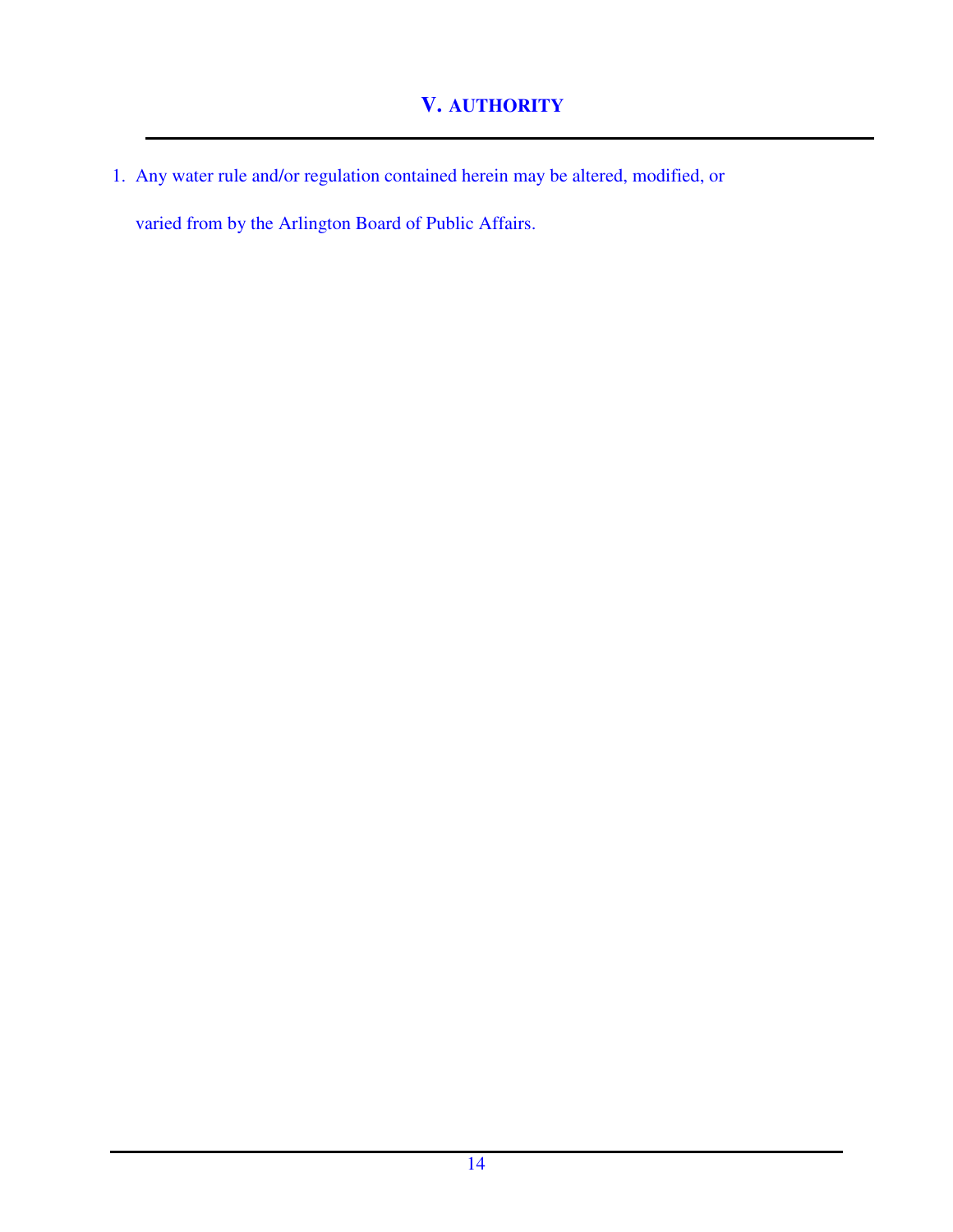## V. AUTHORITY

1. Any water rule and/or regulation contained herein may be altered, modified, or varied from by the Arlington Board of Public Affairs.